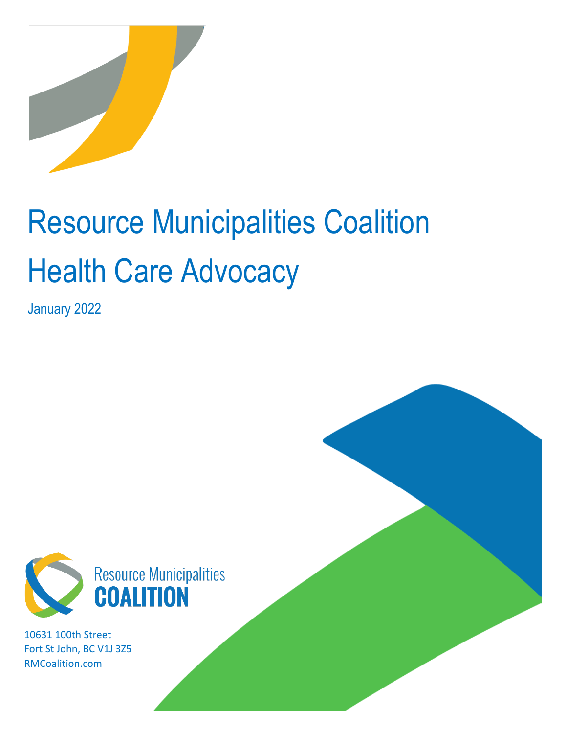# Resource Municipalities Coalition

# Health Care Advocacy

January 2022

Resource Municipalities
**COALITION**

10631 100th Street
Fort St John, BC V1J 3Z5
RMCoalition.com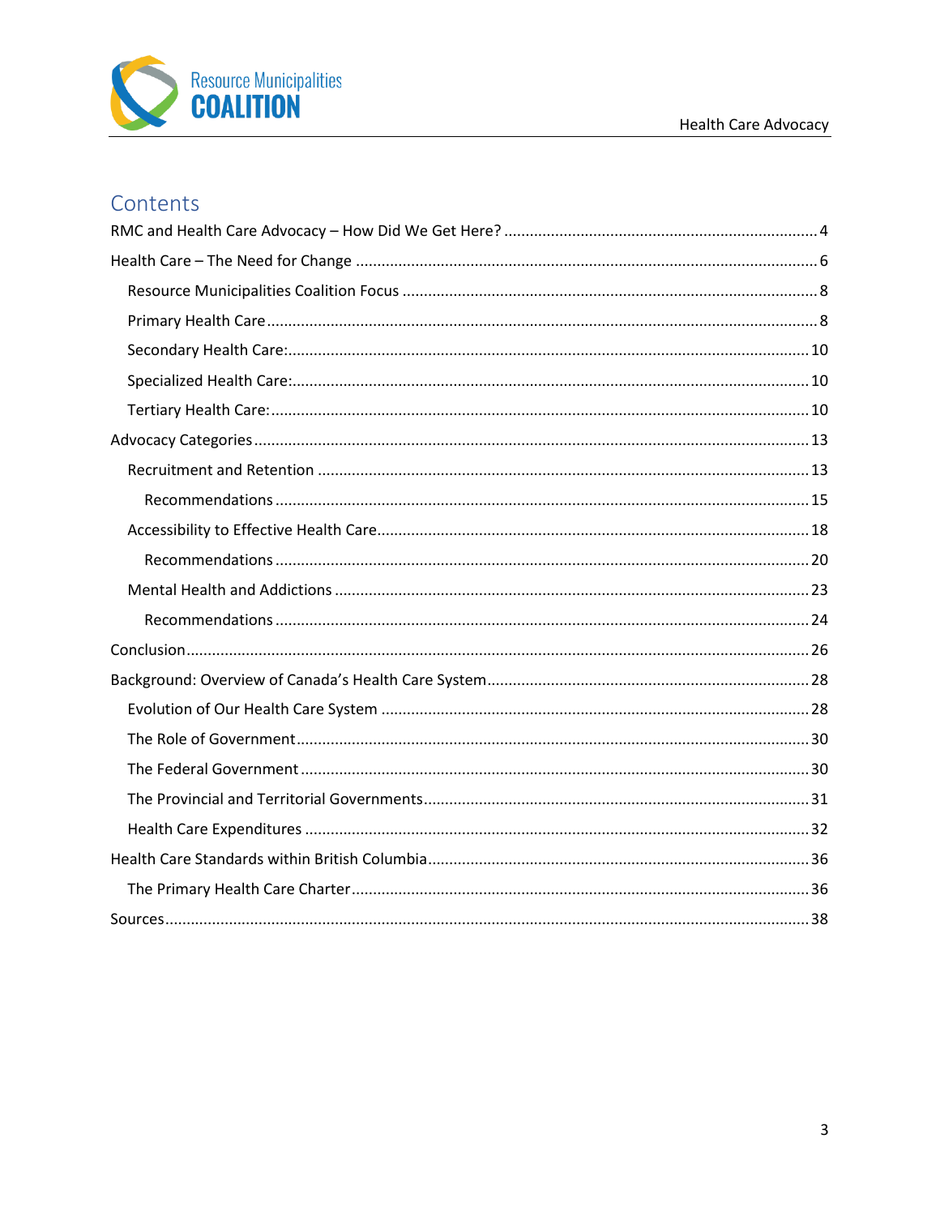# Contents

RMC and Health Care Advocacy – How Did We Get Here? ........................................................................ 4

Health Care – The Need for Change ........................................................................................................... 6

- Resource Municipalities Coalition Focus ................................................................................................ 8
- Primary Health Care ................................................................................................................................ 8
- Secondary Health Care: ......................................................................................................................... 10
- Specialized Health Care: ........................................................................................................................ 10
- Tertiary Health Care: ............................................................................................................................. 10

Advocacy Categories ................................................................................................................................. 13

- Recruitment and Retention .................................................................................................................. 13
  - Recommendations ............................................................................................................................ 15
- Accessibility to Effective Health Care .................................................................................................... 18
  - Recommendations ............................................................................................................................ 20
- Mental Health and Addictions .............................................................................................................. 23
  - Recommendations ............................................................................................................................ 24

Conclusion ................................................................................................................................................. 26

Background: Overview of Canada's Health Care System .......................................................................... 28

- Evolution of Our Health Care System .................................................................................................... 28
- The Role of Government ....................................................................................................................... 30
- The Federal Government ...................................................................................................................... 30
- The Provincial and Territorial Governments .......................................................................................... 31
- Health Care Expenditures ..................................................................................................................... 32

Health Care Standards within British Columbia ........................................................................................ 36

- The Primary Health Care Charter .......................................................................................................... 36

Sources ...................................................................................................................................................... 38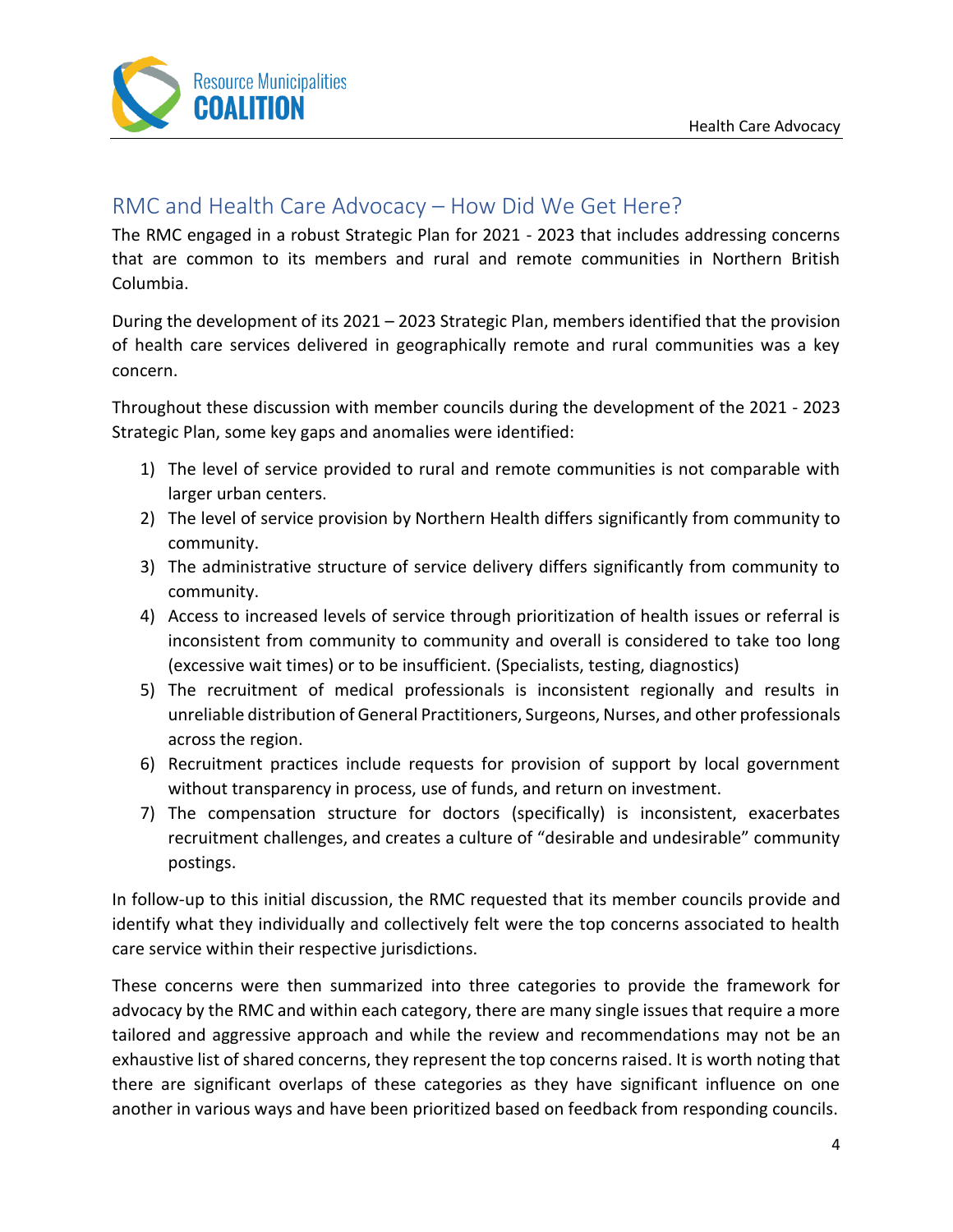## RMC and Health Care Advocacy – How Did We Get Here?

The RMC engaged in a robust Strategic Plan for 2021 - 2023 that includes addressing concerns that are common to its members and rural and remote communities in Northern British Columbia.

During the development of its 2021 – 2023 Strategic Plan, members identified that the provision of health care services delivered in geographically remote and rural communities was a key concern.

Throughout these discussion with member councils during the development of the 2021 - 2023 Strategic Plan, some key gaps and anomalies were identified:

1) The level of service provided to rural and remote communities is not comparable with larger urban centers.
2) The level of service provision by Northern Health differs significantly from community to community.
3) The administrative structure of service delivery differs significantly from community to community.
4) Access to increased levels of service through prioritization of health issues or referral is inconsistent from community to community and overall is considered to take too long (excessive wait times) or to be insufficient. (Specialists, testing, diagnostics)
5) The recruitment of medical professionals is inconsistent regionally and results in unreliable distribution of General Practitioners, Surgeons, Nurses, and other professionals across the region.
6) Recruitment practices include requests for provision of support by local government without transparency in process, use of funds, and return on investment.
7) The compensation structure for doctors (specifically) is inconsistent, exacerbates recruitment challenges, and creates a culture of "desirable and undesirable" community postings.

In follow-up to this initial discussion, the RMC requested that its member councils provide and identify what they individually and collectively felt were the top concerns associated to health care service within their respective jurisdictions.

These concerns were then summarized into three categories to provide the framework for advocacy by the RMC and within each category, there are many single issues that require a more tailored and aggressive approach and while the review and recommendations may not be an exhaustive list of shared concerns, they represent the top concerns raised. It is worth noting that there are significant overlaps of these categories as they have significant influence on one another in various ways and have been prioritized based on feedback from responding councils.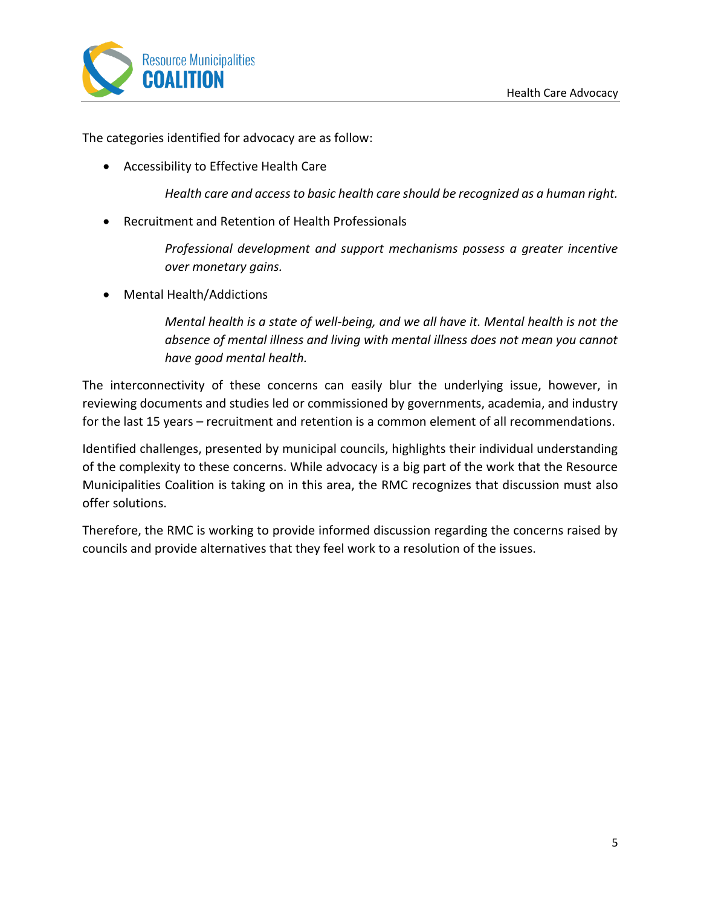The categories identified for advocacy are as follow:

- Accessibility to Effective Health Care

  *Health care and access to basic health care should be recognized as a human right.*

- Recruitment and Retention of Health Professionals

  *Professional development and support mechanisms possess a greater incentive over monetary gains.*

- Mental Health/Addictions

  *Mental health is a state of well-being, and we all have it. Mental health is not the absence of mental illness and living with mental illness does not mean you cannot have good mental health.*

The interconnectivity of these concerns can easily blur the underlying issue, however, in reviewing documents and studies led or commissioned by governments, academia, and industry for the last 15 years – recruitment and retention is a common element of all recommendations.

Identified challenges, presented by municipal councils, highlights their individual understanding of the complexity to these concerns. While advocacy is a big part of the work that the Resource Municipalities Coalition is taking on in this area, the RMC recognizes that discussion must also offer solutions.

Therefore, the RMC is working to provide informed discussion regarding the concerns raised by councils and provide alternatives that they feel work to a resolution of the issues.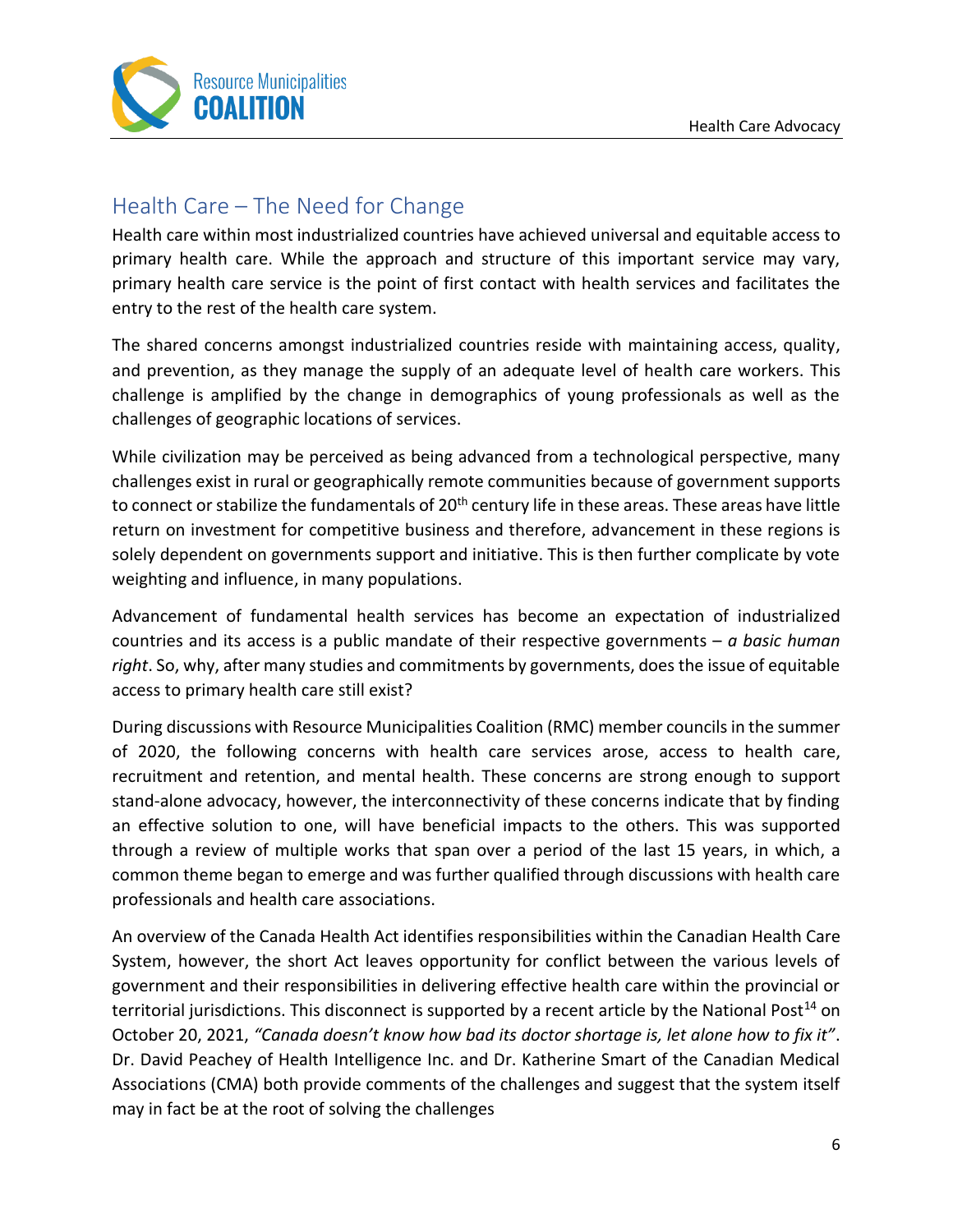## Health Care – The Need for Change

Health care within most industrialized countries have achieved universal and equitable access to primary health care. While the approach and structure of this important service may vary, primary health care service is the point of first contact with health services and facilitates the entry to the rest of the health care system.

The shared concerns amongst industrialized countries reside with maintaining access, quality, and prevention, as they manage the supply of an adequate level of health care workers. This challenge is amplified by the change in demographics of young professionals as well as the challenges of geographic locations of services.

While civilization may be perceived as being advanced from a technological perspective, many challenges exist in rural or geographically remote communities because of government supports to connect or stabilize the fundamentals of 20th century life in these areas. These areas have little return on investment for competitive business and therefore, advancement in these regions is solely dependent on governments support and initiative. This is then further complicate by vote weighting and influence, in many populations.

Advancement of fundamental health services has become an expectation of industrialized countries and its access is a public mandate of their respective governments – *a basic human right*. So, why, after many studies and commitments by governments, does the issue of equitable access to primary health care still exist?

During discussions with Resource Municipalities Coalition (RMC) member councils in the summer of 2020, the following concerns with health care services arose, access to health care, recruitment and retention, and mental health. These concerns are strong enough to support stand-alone advocacy, however, the interconnectivity of these concerns indicate that by finding an effective solution to one, will have beneficial impacts to the others. This was supported through a review of multiple works that span over a period of the last 15 years, in which, a common theme began to emerge and was further qualified through discussions with health care professionals and health care associations.

An overview of the Canada Health Act identifies responsibilities within the Canadian Health Care System, however, the short Act leaves opportunity for conflict between the various levels of government and their responsibilities in delivering effective health care within the provincial or territorial jurisdictions. This disconnect is supported by a recent article by the National Post[14] on October 20, 2021, *"Canada doesn't know how bad its doctor shortage is, let alone how to fix it"*. Dr. David Peachey of Health Intelligence Inc. and Dr. Katherine Smart of the Canadian Medical Associations (CMA) both provide comments of the challenges and suggest that the system itself may in fact be at the root of solving the challenges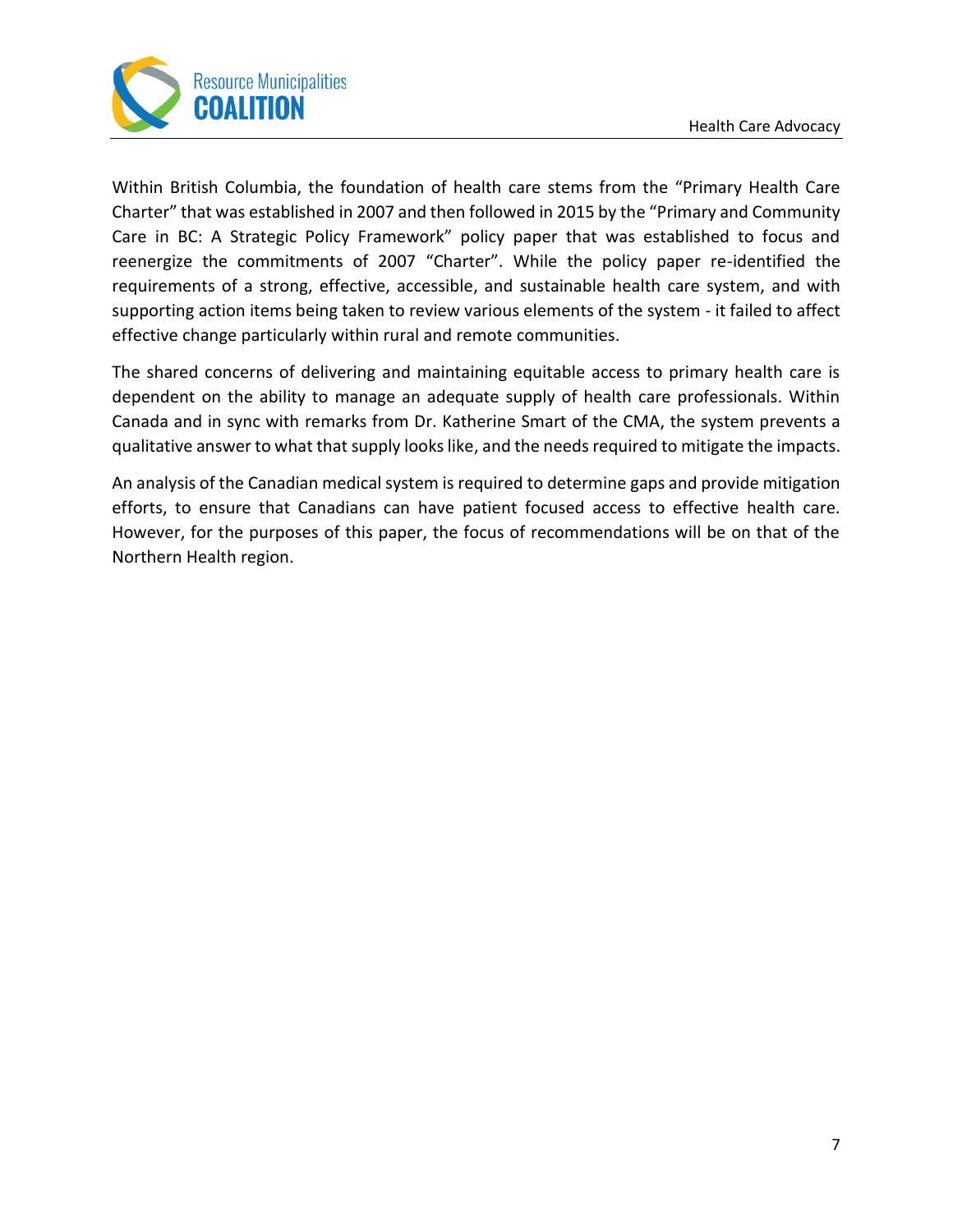Within British Columbia, the foundation of health care stems from the "Primary Health Care Charter" that was established in 2007 and then followed in 2015 by the "Primary and Community Care in BC: A Strategic Policy Framework" policy paper that was established to focus and reenergize the commitments of 2007 "Charter". While the policy paper re-identified the requirements of a strong, effective, accessible, and sustainable health care system, and with supporting action items being taken to review various elements of the system - it failed to affect effective change particularly within rural and remote communities.

The shared concerns of delivering and maintaining equitable access to primary health care is dependent on the ability to manage an adequate supply of health care professionals. Within Canada and in sync with remarks from Dr. Katherine Smart of the CMA, the system prevents a qualitative answer to what that supply looks like, and the needs required to mitigate the impacts.

An analysis of the Canadian medical system is required to determine gaps and provide mitigation efforts, to ensure that Canadians can have patient focused access to effective health care. However, for the purposes of this paper, the focus of recommendations will be on that of the Northern Health region.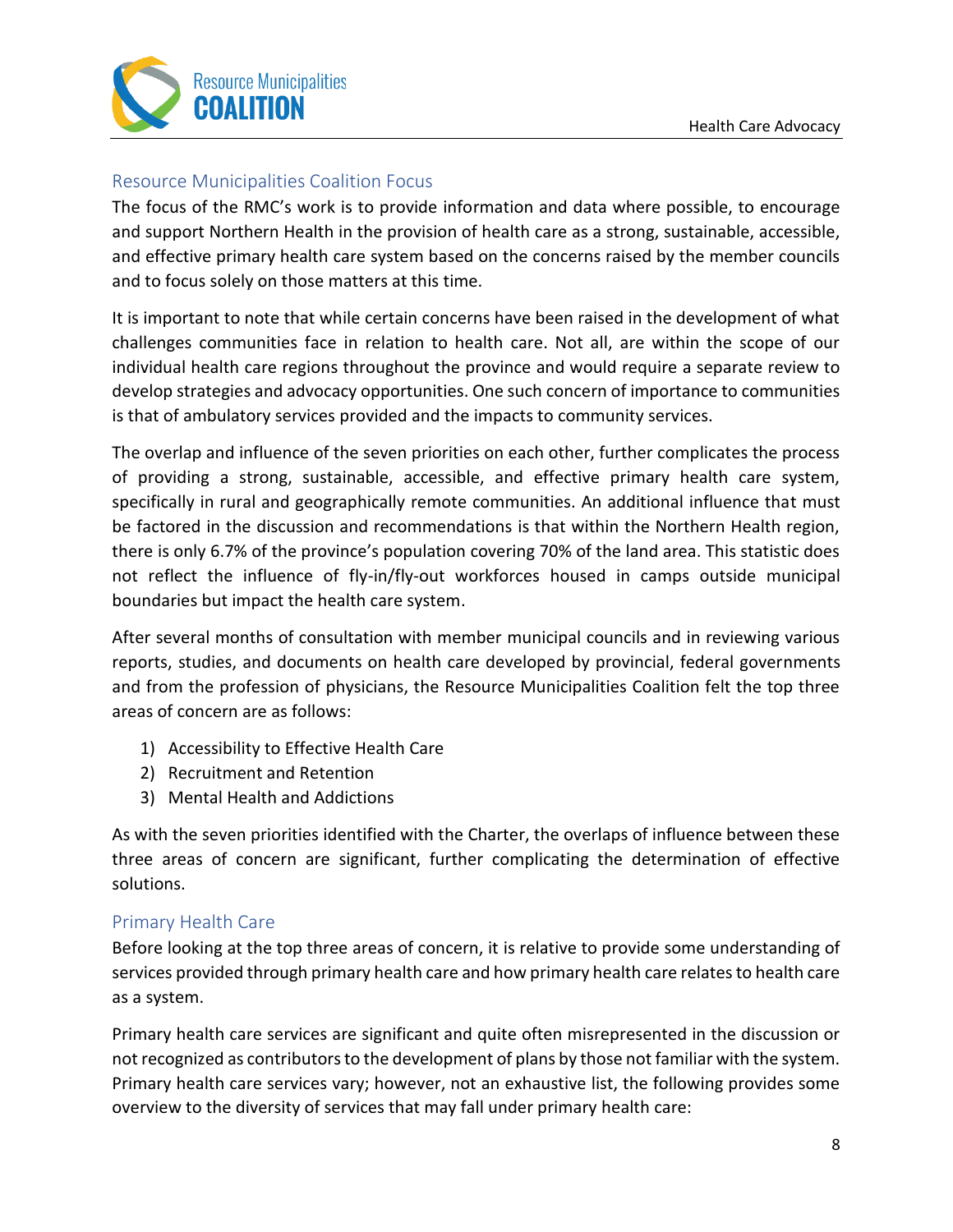## Resource Municipalities Coalition Focus

The focus of the RMC's work is to provide information and data where possible, to encourage and support Northern Health in the provision of health care as a strong, sustainable, accessible, and effective primary health care system based on the concerns raised by the member councils and to focus solely on those matters at this time.

It is important to note that while certain concerns have been raised in the development of what challenges communities face in relation to health care. Not all, are within the scope of our individual health care regions throughout the province and would require a separate review to develop strategies and advocacy opportunities. One such concern of importance to communities is that of ambulatory services provided and the impacts to community services.

The overlap and influence of the seven priorities on each other, further complicates the process of providing a strong, sustainable, accessible, and effective primary health care system, specifically in rural and geographically remote communities. An additional influence that must be factored in the discussion and recommendations is that within the Northern Health region, there is only 6.7% of the province's population covering 70% of the land area. This statistic does not reflect the influence of fly-in/fly-out workforces housed in camps outside municipal boundaries but impact the health care system.

After several months of consultation with member municipal councils and in reviewing various reports, studies, and documents on health care developed by provincial, federal governments and from the profession of physicians, the Resource Municipalities Coalition felt the top three areas of concern are as follows:

1) Accessibility to Effective Health Care
2) Recruitment and Retention
3) Mental Health and Addictions

As with the seven priorities identified with the Charter, the overlaps of influence between these three areas of concern are significant, further complicating the determination of effective solutions.

## Primary Health Care

Before looking at the top three areas of concern, it is relative to provide some understanding of services provided through primary health care and how primary health care relates to health care as a system.

Primary health care services are significant and quite often misrepresented in the discussion or not recognized as contributors to the development of plans by those not familiar with the system. Primary health care services vary; however, not an exhaustive list, the following provides some overview to the diversity of services that may fall under primary health care: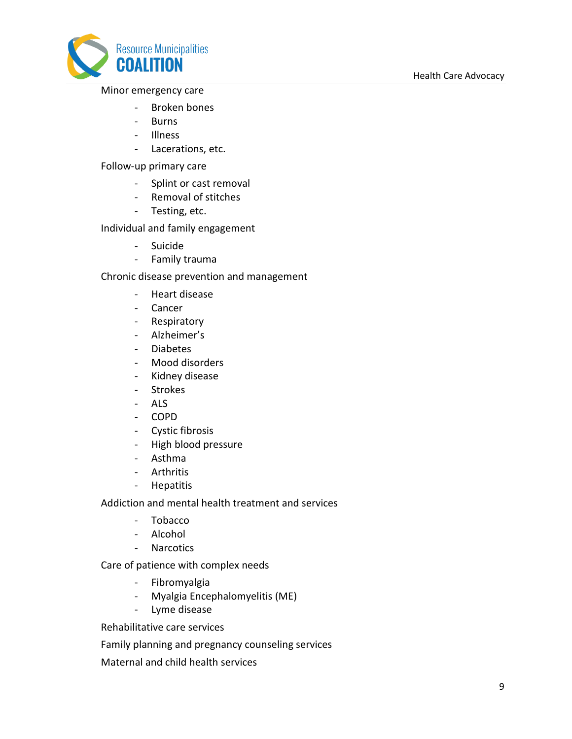Minor emergency care

- Broken bones
- Burns
- Illness
- Lacerations, etc.

Follow-up primary care

- Splint or cast removal
- Removal of stitches
- Testing, etc.

Individual and family engagement

- Suicide
- Family trauma

Chronic disease prevention and management

- Heart disease
- Cancer
- Respiratory
- Alzheimer's
- Diabetes
- Mood disorders
- Kidney disease
- Strokes
- ALS
- COPD
- Cystic fibrosis
- High blood pressure
- Asthma
- Arthritis
- Hepatitis

Addiction and mental health treatment and services

- Tobacco
- Alcohol
- Narcotics

Care of patience with complex needs

- Fibromyalgia
- Myalgia Encephalomyelitis (ME)
- Lyme disease

Rehabilitative care services

Family planning and pregnancy counseling services

Maternal and child health services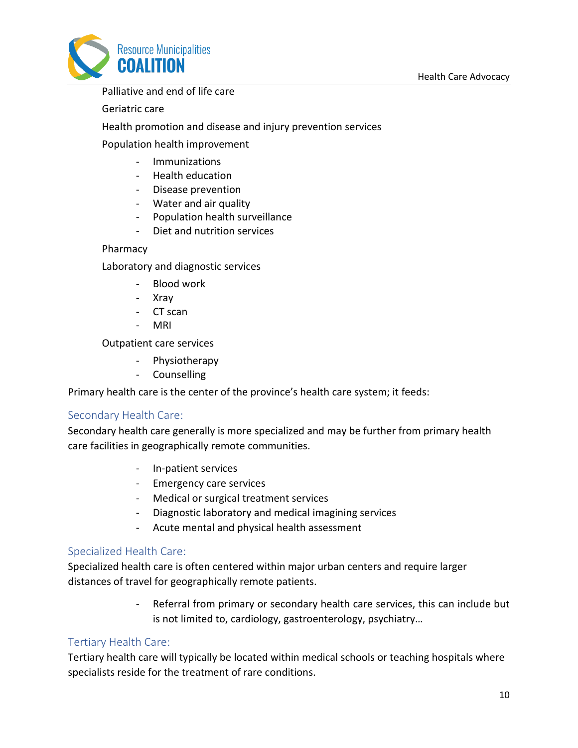Palliative and end of life care

Geriatric care

Health promotion and disease and injury prevention services

Population health improvement

- Immunizations
- Health education
- Disease prevention
- Water and air quality
- Population health surveillance
- Diet and nutrition services

Pharmacy

Laboratory and diagnostic services

- Blood work
- Xray
- CT scan
- MRI

Outpatient care services

- Physiotherapy
- Counselling

Primary health care is the center of the province's health care system; it feeds:

### Secondary Health Care:

Secondary health care generally is more specialized and may be further from primary health care facilities in geographically remote communities.

- In-patient services
- Emergency care services
- Medical or surgical treatment services
- Diagnostic laboratory and medical imagining services
- Acute mental and physical health assessment

### Specialized Health Care:

Specialized health care is often centered within major urban centers and require larger distances of travel for geographically remote patients.

- Referral from primary or secondary health care services, this can include but is not limited to, cardiology, gastroenterology, psychiatry…

### Tertiary Health Care:

Tertiary health care will typically be located within medical schools or teaching hospitals where specialists reside for the treatment of rare conditions.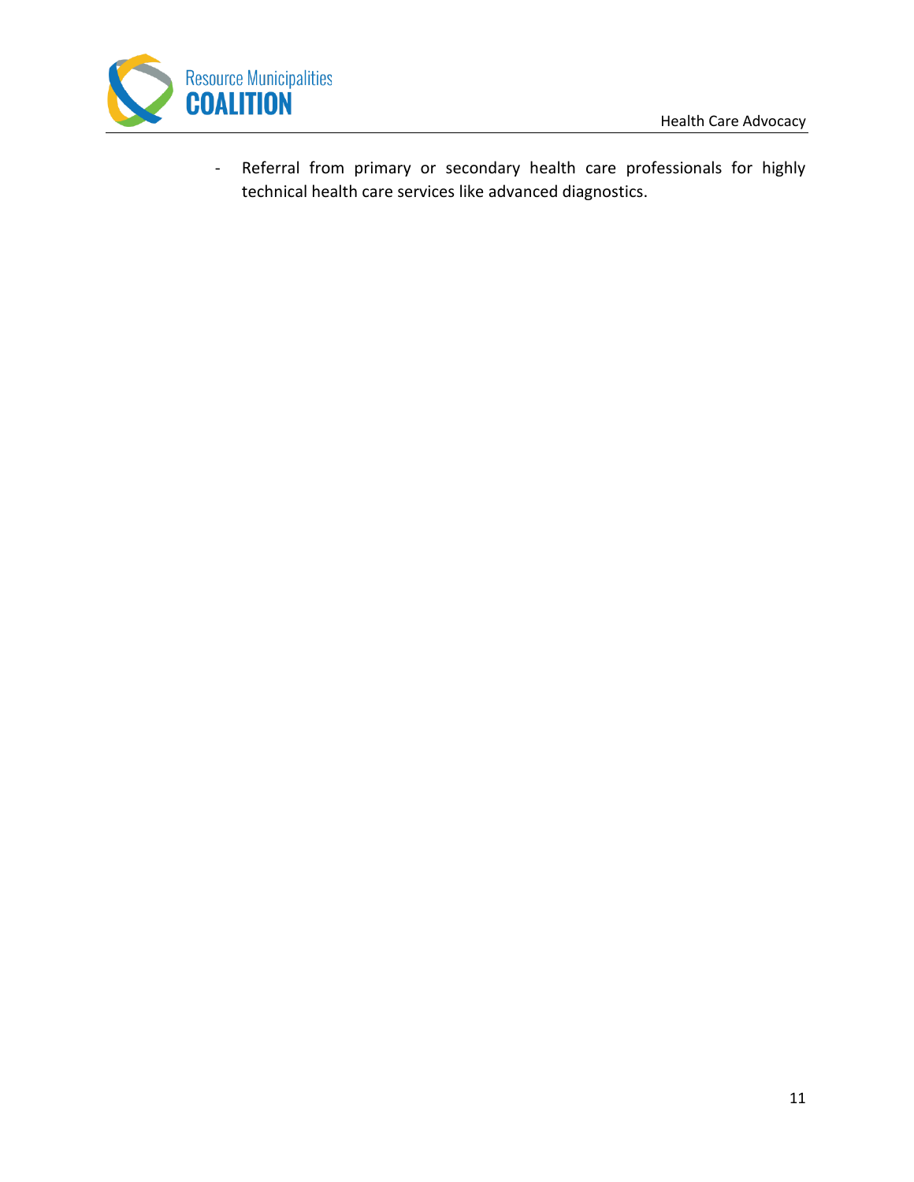- Referral from primary or secondary health care professionals for highly technical health care services like advanced diagnostics.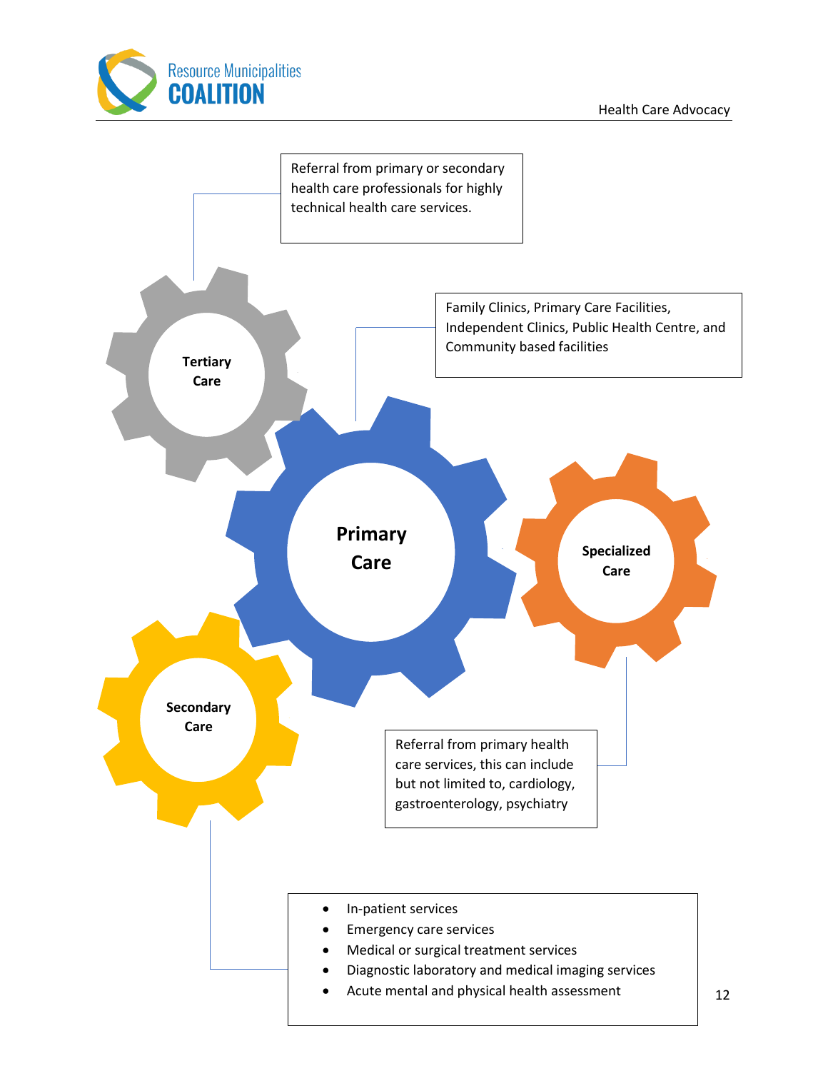Referral from primary or secondary health care professionals for highly technical health care services.

**Tertiary Care**

Family Clinics, Primary Care Facilities, Independent Clinics, Public Health Centre, and Community based facilities

**Primary Care**

**Specialized Care**

**Secondary Care**

Referral from primary health care services, this can include but not limited to, cardiology, gastroenterology, psychiatry

- In-patient services
- Emergency care services
- Medical or surgical treatment services
- Diagnostic laboratory and medical imaging services
- Acute mental and physical health assessment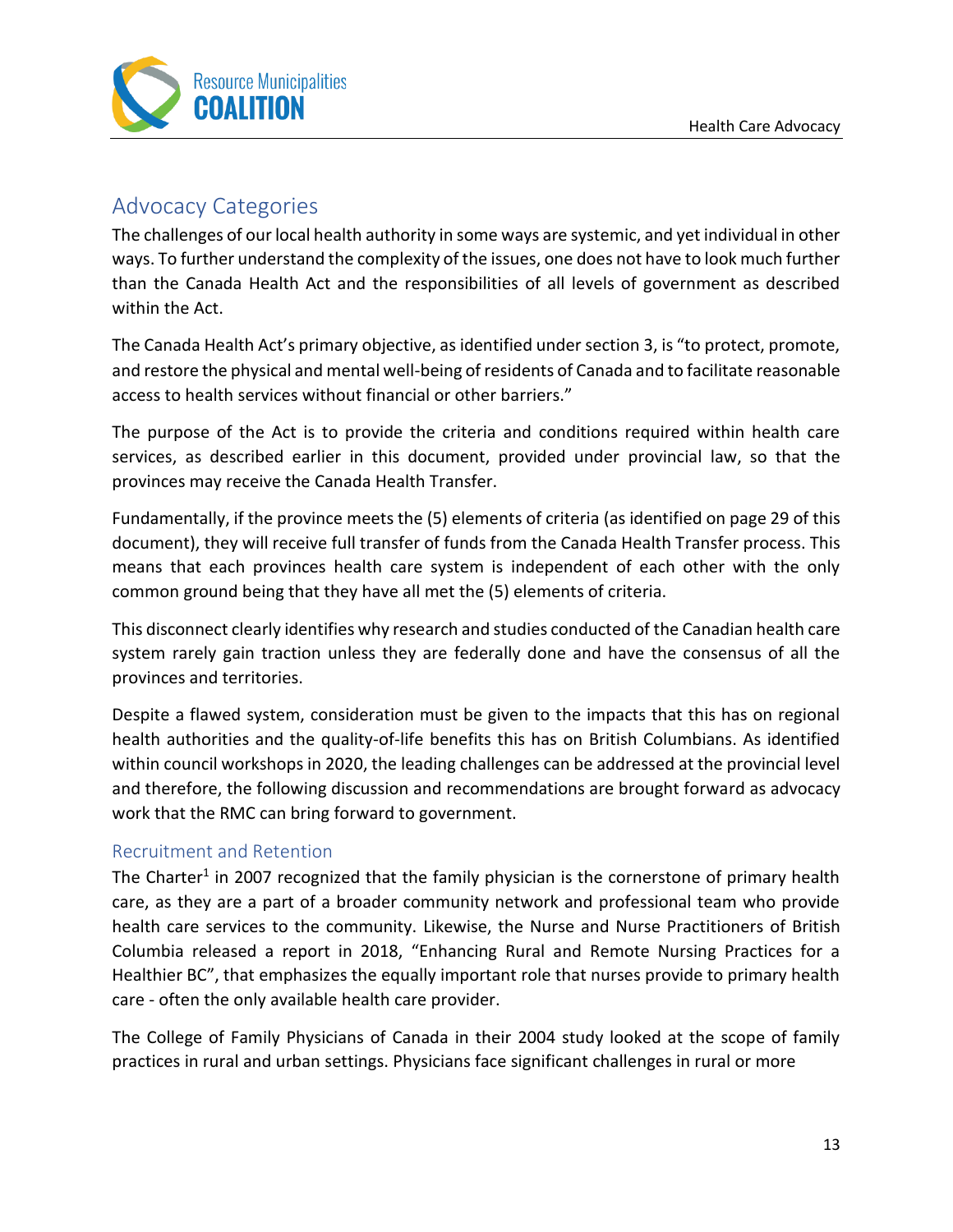## Advocacy Categories

The challenges of our local health authority in some ways are systemic, and yet individual in other ways. To further understand the complexity of the issues, one does not have to look much further than the Canada Health Act and the responsibilities of all levels of government as described within the Act.

The Canada Health Act's primary objective, as identified under section 3, is "to protect, promote, and restore the physical and mental well-being of residents of Canada and to facilitate reasonable access to health services without financial or other barriers."

The purpose of the Act is to provide the criteria and conditions required within health care services, as described earlier in this document, provided under provincial law, so that the provinces may receive the Canada Health Transfer.

Fundamentally, if the province meets the (5) elements of criteria (as identified on page 29 of this document), they will receive full transfer of funds from the Canada Health Transfer process. This means that each provinces health care system is independent of each other with the only common ground being that they have all met the (5) elements of criteria.

This disconnect clearly identifies why research and studies conducted of the Canadian health care system rarely gain traction unless they are federally done and have the consensus of all the provinces and territories.

Despite a flawed system, consideration must be given to the impacts that this has on regional health authorities and the quality-of-life benefits this has on British Columbians. As identified within council workshops in 2020, the leading challenges can be addressed at the provincial level and therefore, the following discussion and recommendations are brought forward as advocacy work that the RMC can bring forward to government.

### Recruitment and Retention

The Charter[1] in 2007 recognized that the family physician is the cornerstone of primary health care, as they are a part of a broader community network and professional team who provide health care services to the community. Likewise, the Nurse and Nurse Practitioners of British Columbia released a report in 2018, "Enhancing Rural and Remote Nursing Practices for a Healthier BC", that emphasizes the equally important role that nurses provide to primary health care - often the only available health care provider.

The College of Family Physicians of Canada in their 2004 study looked at the scope of family practices in rural and urban settings. Physicians face significant challenges in rural or more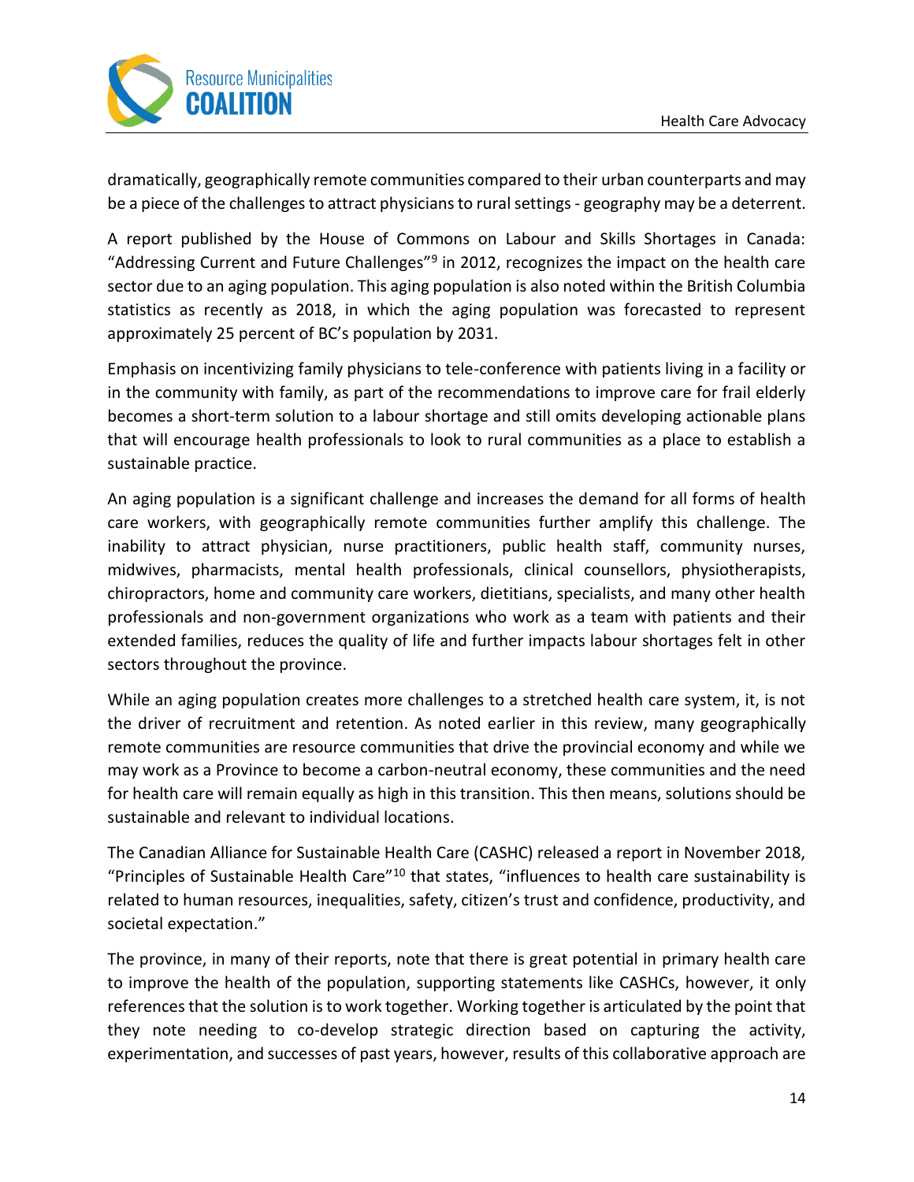dramatically, geographically remote communities compared to their urban counterparts and may be a piece of the challenges to attract physicians to rural settings - geography may be a deterrent.

A report published by the House of Commons on Labour and Skills Shortages in Canada: "Addressing Current and Future Challenges"[9] in 2012, recognizes the impact on the health care sector due to an aging population. This aging population is also noted within the British Columbia statistics as recently as 2018, in which the aging population was forecasted to represent approximately 25 percent of BC's population by 2031.

Emphasis on incentivizing family physicians to tele-conference with patients living in a facility or in the community with family, as part of the recommendations to improve care for frail elderly becomes a short-term solution to a labour shortage and still omits developing actionable plans that will encourage health professionals to look to rural communities as a place to establish a sustainable practice.

An aging population is a significant challenge and increases the demand for all forms of health care workers, with geographically remote communities further amplify this challenge. The inability to attract physician, nurse practitioners, public health staff, community nurses, midwives, pharmacists, mental health professionals, clinical counsellors, physiotherapists, chiropractors, home and community care workers, dietitians, specialists, and many other health professionals and non-government organizations who work as a team with patients and their extended families, reduces the quality of life and further impacts labour shortages felt in other sectors throughout the province.

While an aging population creates more challenges to a stretched health care system, it, is not the driver of recruitment and retention. As noted earlier in this review, many geographically remote communities are resource communities that drive the provincial economy and while we may work as a Province to become a carbon-neutral economy, these communities and the need for health care will remain equally as high in this transition. This then means, solutions should be sustainable and relevant to individual locations.

The Canadian Alliance for Sustainable Health Care (CASHC) released a report in November 2018, "Principles of Sustainable Health Care"[10] that states, "influences to health care sustainability is related to human resources, inequalities, safety, citizen's trust and confidence, productivity, and societal expectation."

The province, in many of their reports, note that there is great potential in primary health care to improve the health of the population, supporting statements like CASHCs, however, it only references that the solution is to work together. Working together is articulated by the point that they note needing to co-develop strategic direction based on capturing the activity, experimentation, and successes of past years, however, results of this collaborative approach are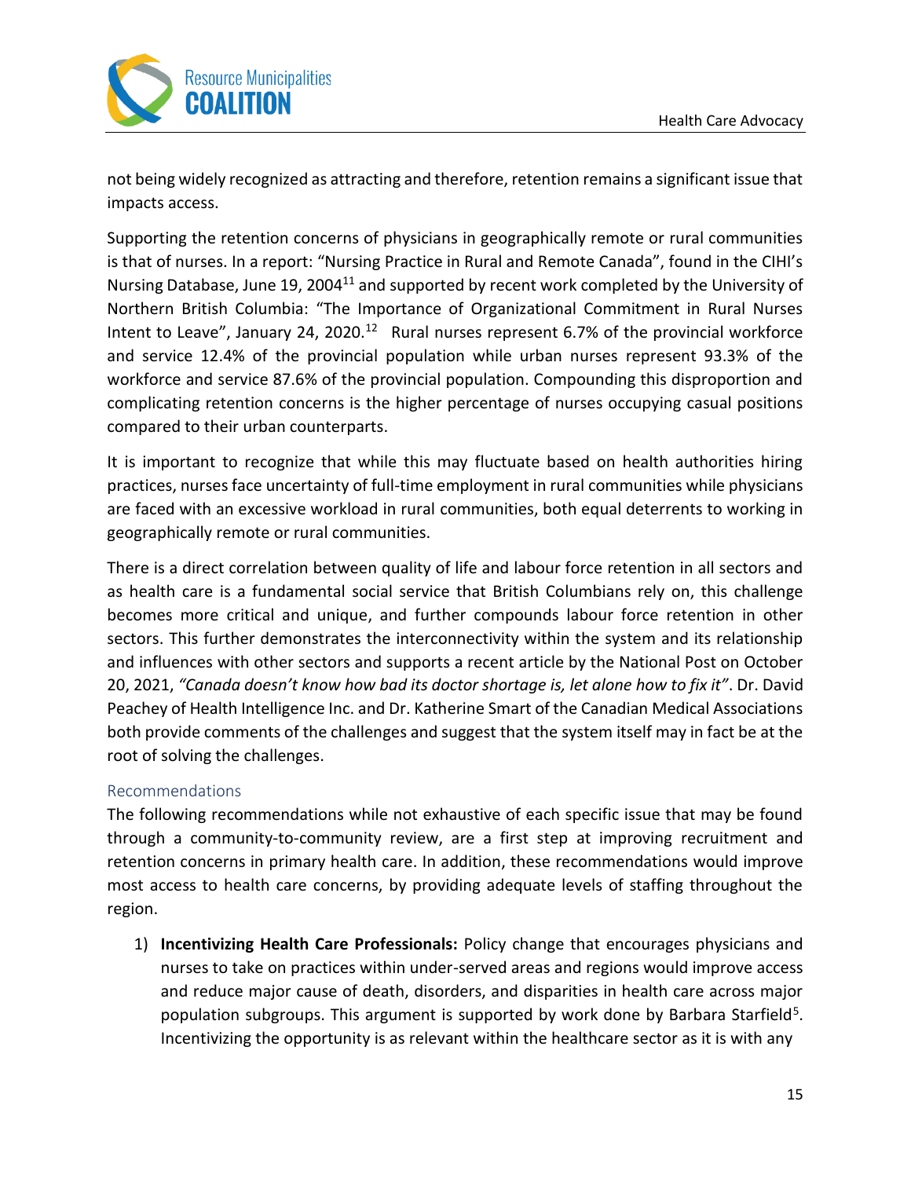not being widely recognized as attracting and therefore, retention remains a significant issue that impacts access.

Supporting the retention concerns of physicians in geographically remote or rural communities is that of nurses. In a report: "Nursing Practice in Rural and Remote Canada", found in the CIHI's Nursing Database, June 19, 2004[11] and supported by recent work completed by the University of Northern British Columbia: "The Importance of Organizational Commitment in Rural Nurses Intent to Leave", January 24, 2020.[12] Rural nurses represent 6.7% of the provincial workforce and service 12.4% of the provincial population while urban nurses represent 93.3% of the workforce and service 87.6% of the provincial population. Compounding this disproportion and complicating retention concerns is the higher percentage of nurses occupying casual positions compared to their urban counterparts.

It is important to recognize that while this may fluctuate based on health authorities hiring practices, nurses face uncertainty of full-time employment in rural communities while physicians are faced with an excessive workload in rural communities, both equal deterrents to working in geographically remote or rural communities.

There is a direct correlation between quality of life and labour force retention in all sectors and as health care is a fundamental social service that British Columbians rely on, this challenge becomes more critical and unique, and further compounds labour force retention in other sectors. This further demonstrates the interconnectivity within the system and its relationship and influences with other sectors and supports a recent article by the National Post on October 20, 2021, *"Canada doesn't know how bad its doctor shortage is, let alone how to fix it"*. Dr. David Peachey of Health Intelligence Inc. and Dr. Katherine Smart of the Canadian Medical Associations both provide comments of the challenges and suggest that the system itself may in fact be at the root of solving the challenges.

## Recommendations

The following recommendations while not exhaustive of each specific issue that may be found through a community-to-community review, are a first step at improving recruitment and retention concerns in primary health care. In addition, these recommendations would improve most access to health care concerns, by providing adequate levels of staffing throughout the region.

1) **Incentivizing Health Care Professionals:** Policy change that encourages physicians and nurses to take on practices within under-served areas and regions would improve access and reduce major cause of death, disorders, and disparities in health care across major population subgroups. This argument is supported by work done by Barbara Starfield[5]. Incentivizing the opportunity is as relevant within the healthcare sector as it is with any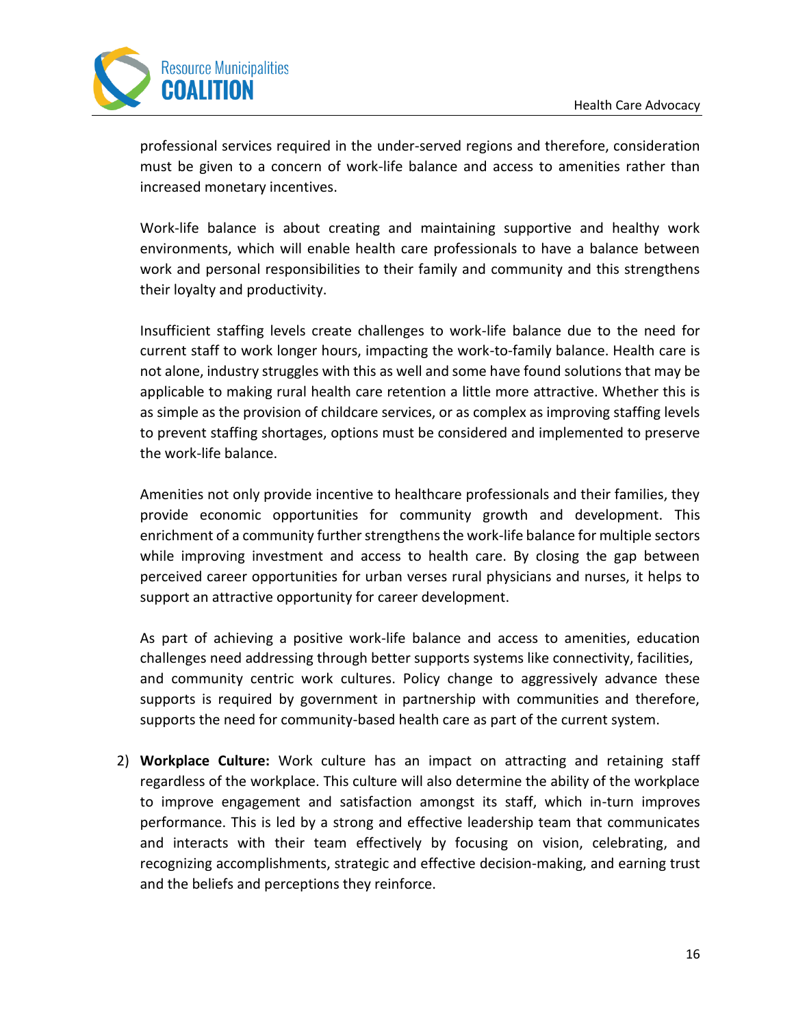professional services required in the under-served regions and therefore, consideration must be given to a concern of work-life balance and access to amenities rather than increased monetary incentives.

Work-life balance is about creating and maintaining supportive and healthy work environments, which will enable health care professionals to have a balance between work and personal responsibilities to their family and community and this strengthens their loyalty and productivity.

Insufficient staffing levels create challenges to work-life balance due to the need for current staff to work longer hours, impacting the work-to-family balance. Health care is not alone, industry struggles with this as well and some have found solutions that may be applicable to making rural health care retention a little more attractive. Whether this is as simple as the provision of childcare services, or as complex as improving staffing levels to prevent staffing shortages, options must be considered and implemented to preserve the work-life balance.

Amenities not only provide incentive to healthcare professionals and their families, they provide economic opportunities for community growth and development. This enrichment of a community further strengthens the work-life balance for multiple sectors while improving investment and access to health care. By closing the gap between perceived career opportunities for urban verses rural physicians and nurses, it helps to support an attractive opportunity for career development.

As part of achieving a positive work-life balance and access to amenities, education challenges need addressing through better supports systems like connectivity, facilities, and community centric work cultures. Policy change to aggressively advance these supports is required by government in partnership with communities and therefore, supports the need for community-based health care as part of the current system.

2) **Workplace Culture:** Work culture has an impact on attracting and retaining staff regardless of the workplace. This culture will also determine the ability of the workplace to improve engagement and satisfaction amongst its staff, which in-turn improves performance. This is led by a strong and effective leadership team that communicates and interacts with their team effectively by focusing on vision, celebrating, and recognizing accomplishments, strategic and effective decision-making, and earning trust and the beliefs and perceptions they reinforce.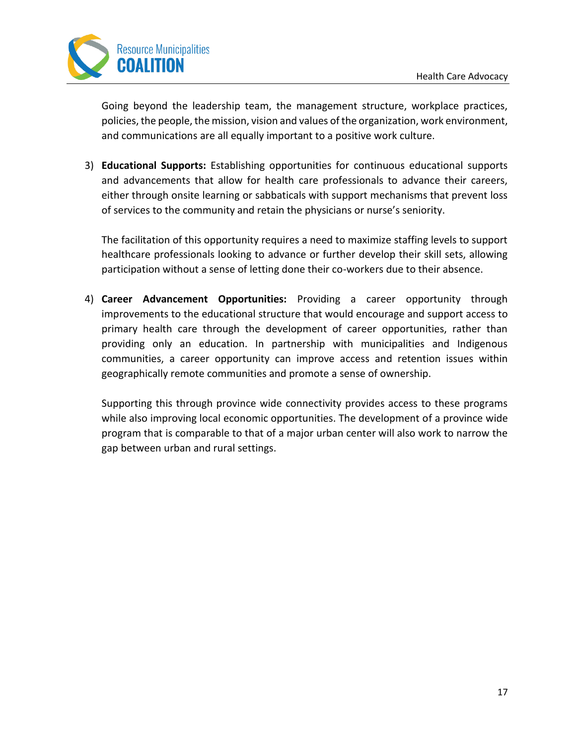Going beyond the leadership team, the management structure, workplace practices, policies, the people, the mission, vision and values of the organization, work environment, and communications are all equally important to a positive work culture.

3) **Educational Supports:** Establishing opportunities for continuous educational supports and advancements that allow for health care professionals to advance their careers, either through onsite learning or sabbaticals with support mechanisms that prevent loss of services to the community and retain the physicians or nurse's seniority.

   The facilitation of this opportunity requires a need to maximize staffing levels to support healthcare professionals looking to advance or further develop their skill sets, allowing participation without a sense of letting done their co-workers due to their absence.

4) **Career Advancement Opportunities:** Providing a career opportunity through improvements to the educational structure that would encourage and support access to primary health care through the development of career opportunities, rather than providing only an education. In partnership with municipalities and Indigenous communities, a career opportunity can improve access and retention issues within geographically remote communities and promote a sense of ownership.

   Supporting this through province wide connectivity provides access to these programs while also improving local economic opportunities. The development of a province wide program that is comparable to that of a major urban center will also work to narrow the gap between urban and rural settings.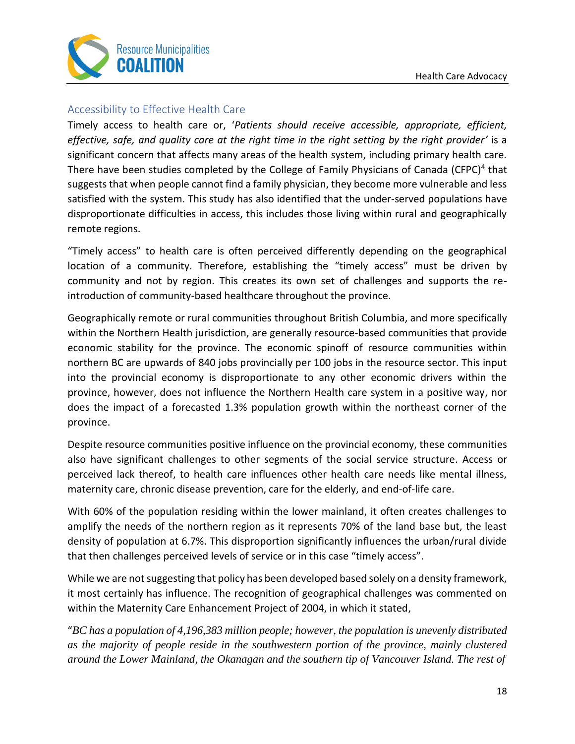## Accessibility to Effective Health Care

Timely access to health care or, '*Patients should receive accessible, appropriate, efficient, effective, safe, and quality care at the right time in the right setting by the right provider'* is a significant concern that affects many areas of the health system, including primary health care. There have been studies completed by the College of Family Physicians of Canada (CFPC)[4] that suggests that when people cannot find a family physician, they become more vulnerable and less satisfied with the system. This study has also identified that the under-served populations have disproportionate difficulties in access, this includes those living within rural and geographically remote regions.

"Timely access" to health care is often perceived differently depending on the geographical location of a community. Therefore, establishing the "timely access" must be driven by community and not by region. This creates its own set of challenges and supports the re-introduction of community-based healthcare throughout the province.

Geographically remote or rural communities throughout British Columbia, and more specifically within the Northern Health jurisdiction, are generally resource-based communities that provide economic stability for the province. The economic spinoff of resource communities within northern BC are upwards of 840 jobs provincially per 100 jobs in the resource sector. This input into the provincial economy is disproportionate to any other economic drivers within the province, however, does not influence the Northern Health care system in a positive way, nor does the impact of a forecasted 1.3% population growth within the northeast corner of the province.

Despite resource communities positive influence on the provincial economy, these communities also have significant challenges to other segments of the social service structure. Access or perceived lack thereof, to health care influences other health care needs like mental illness, maternity care, chronic disease prevention, care for the elderly, and end-of-life care.

With 60% of the population residing within the lower mainland, it often creates challenges to amplify the needs of the northern region as it represents 70% of the land base but, the least density of population at 6.7%. This disproportion significantly influences the urban/rural divide that then challenges perceived levels of service or in this case "timely access".

While we are not suggesting that policy has been developed based solely on a density framework, it most certainly has influence. The recognition of geographical challenges was commented on within the Maternity Care Enhancement Project of 2004, in which it stated,

"*BC has a population of 4,196,383 million people; however, the population is unevenly distributed as the majority of people reside in the southwestern portion of the province, mainly clustered around the Lower Mainland, the Okanagan and the southern tip of Vancouver Island. The rest of*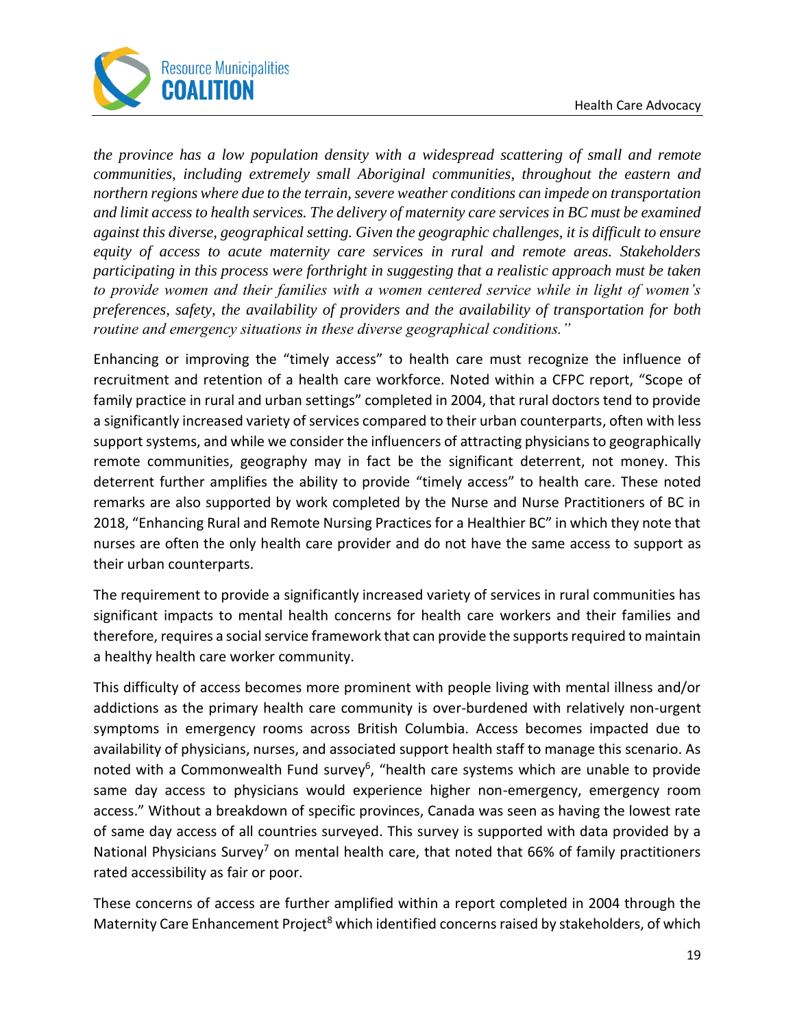*the province has a low population density with a widespread scattering of small and remote communities, including extremely small Aboriginal communities, throughout the eastern and northern regions where due to the terrain, severe weather conditions can impede on transportation and limit access to health services. The delivery of maternity care services in BC must be examined against this diverse, geographical setting. Given the geographic challenges, it is difficult to ensure equity of access to acute maternity care services in rural and remote areas. Stakeholders participating in this process were forthright in suggesting that a realistic approach must be taken to provide women and their families with a women centered service while in light of women's preferences, safety, the availability of providers and the availability of transportation for both routine and emergency situations in these diverse geographical conditions."*

Enhancing or improving the "timely access" to health care must recognize the influence of recruitment and retention of a health care workforce. Noted within a CFPC report, "Scope of family practice in rural and urban settings" completed in 2004, that rural doctors tend to provide a significantly increased variety of services compared to their urban counterparts, often with less support systems, and while we consider the influencers of attracting physicians to geographically remote communities, geography may in fact be the significant deterrent, not money. This deterrent further amplifies the ability to provide "timely access" to health care. These noted remarks are also supported by work completed by the Nurse and Nurse Practitioners of BC in 2018, "Enhancing Rural and Remote Nursing Practices for a Healthier BC" in which they note that nurses are often the only health care provider and do not have the same access to support as their urban counterparts.

The requirement to provide a significantly increased variety of services in rural communities has significant impacts to mental health concerns for health care workers and their families and therefore, requires a social service framework that can provide the supports required to maintain a healthy health care worker community.

This difficulty of access becomes more prominent with people living with mental illness and/or addictions as the primary health care community is over-burdened with relatively non-urgent symptoms in emergency rooms across British Columbia. Access becomes impacted due to availability of physicians, nurses, and associated support health staff to manage this scenario. As noted with a Commonwealth Fund survey[6], "health care systems which are unable to provide same day access to physicians would experience higher non-emergency, emergency room access." Without a breakdown of specific provinces, Canada was seen as having the lowest rate of same day access of all countries surveyed. This survey is supported with data provided by a National Physicians Survey[7] on mental health care, that noted that 66% of family practitioners rated accessibility as fair or poor.

These concerns of access are further amplified within a report completed in 2004 through the Maternity Care Enhancement Project[8] which identified concerns raised by stakeholders, of which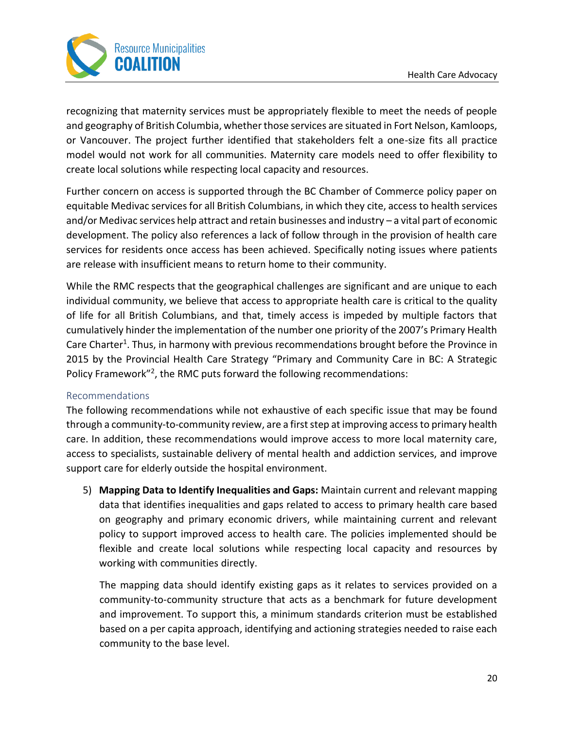recognizing that maternity services must be appropriately flexible to meet the needs of people and geography of British Columbia, whether those services are situated in Fort Nelson, Kamloops, or Vancouver. The project further identified that stakeholders felt a one-size fits all practice model would not work for all communities. Maternity care models need to offer flexibility to create local solutions while respecting local capacity and resources.

Further concern on access is supported through the BC Chamber of Commerce policy paper on equitable Medivac services for all British Columbians, in which they cite, access to health services and/or Medivac services help attract and retain businesses and industry – a vital part of economic development. The policy also references a lack of follow through in the provision of health care services for residents once access has been achieved. Specifically noting issues where patients are release with insufficient means to return home to their community.

While the RMC respects that the geographical challenges are significant and are unique to each individual community, we believe that access to appropriate health care is critical to the quality of life for all British Columbians, and that, timely access is impeded by multiple factors that cumulatively hinder the implementation of the number one priority of the 2007's Primary Health Care Charter[1]. Thus, in harmony with previous recommendations brought before the Province in 2015 by the Provincial Health Care Strategy "Primary and Community Care in BC: A Strategic Policy Framework"[2], the RMC puts forward the following recommendations:

## Recommendations

The following recommendations while not exhaustive of each specific issue that may be found through a community-to-community review, are a first step at improving access to primary health care. In addition, these recommendations would improve access to more local maternity care, access to specialists, sustainable delivery of mental health and addiction services, and improve support care for elderly outside the hospital environment.

5) **Mapping Data to Identify Inequalities and Gaps:** Maintain current and relevant mapping data that identifies inequalities and gaps related to access to primary health care based on geography and primary economic drivers, while maintaining current and relevant policy to support improved access to health care. The policies implemented should be flexible and create local solutions while respecting local capacity and resources by working with communities directly.

   The mapping data should identify existing gaps as it relates to services provided on a community-to-community structure that acts as a benchmark for future development and improvement. To support this, a minimum standards criterion must be established based on a per capita approach, identifying and actioning strategies needed to raise each community to the base level.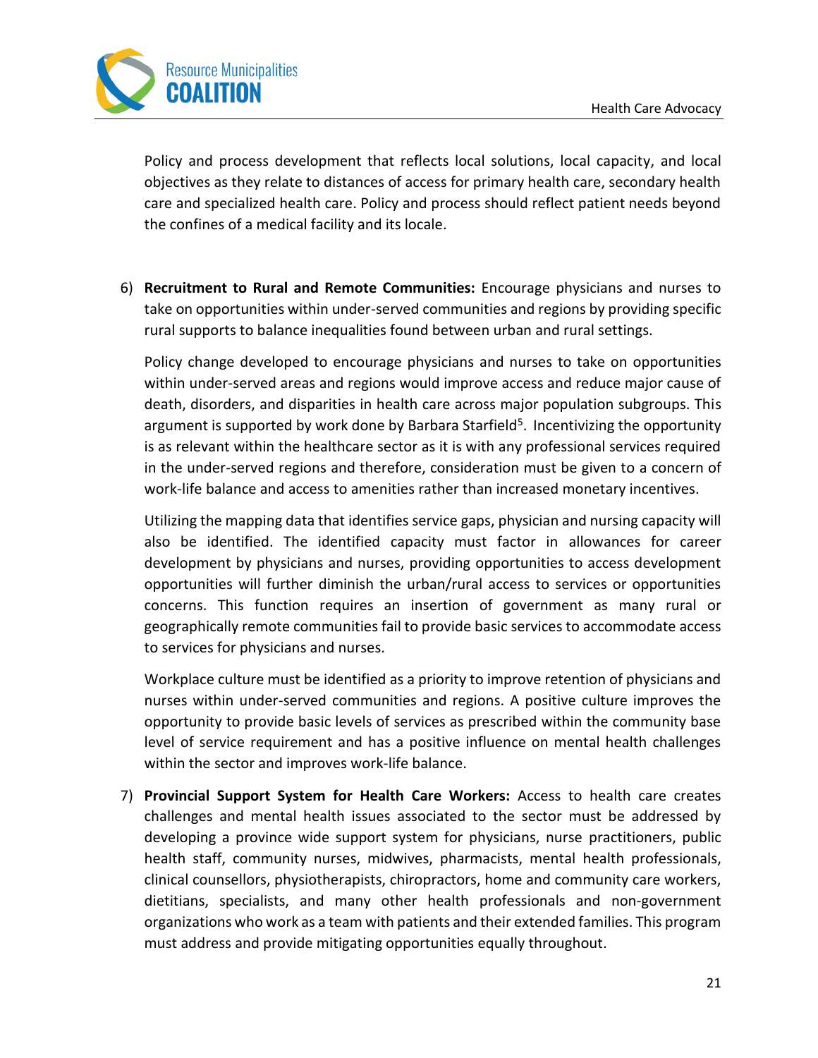Policy and process development that reflects local solutions, local capacity, and local objectives as they relate to distances of access for primary health care, secondary health care and specialized health care. Policy and process should reflect patient needs beyond the confines of a medical facility and its locale.

6) **Recruitment to Rural and Remote Communities:** Encourage physicians and nurses to take on opportunities within under-served communities and regions by providing specific rural supports to balance inequalities found between urban and rural settings.

   Policy change developed to encourage physicians and nurses to take on opportunities within under-served areas and regions would improve access and reduce major cause of death, disorders, and disparities in health care across major population subgroups. This argument is supported by work done by Barbara Starfield[5]. Incentivizing the opportunity is as relevant within the healthcare sector as it is with any professional services required in the under-served regions and therefore, consideration must be given to a concern of work-life balance and access to amenities rather than increased monetary incentives.

   Utilizing the mapping data that identifies service gaps, physician and nursing capacity will also be identified. The identified capacity must factor in allowances for career development by physicians and nurses, providing opportunities to access development opportunities will further diminish the urban/rural access to services or opportunities concerns. This function requires an insertion of government as many rural or geographically remote communities fail to provide basic services to accommodate access to services for physicians and nurses.

   Workplace culture must be identified as a priority to improve retention of physicians and nurses within under-served communities and regions. A positive culture improves the opportunity to provide basic levels of services as prescribed within the community base level of service requirement and has a positive influence on mental health challenges within the sector and improves work-life balance.

7) **Provincial Support System for Health Care Workers:** Access to health care creates challenges and mental health issues associated to the sector must be addressed by developing a province wide support system for physicians, nurse practitioners, public health staff, community nurses, midwives, pharmacists, mental health professionals, clinical counsellors, physiotherapists, chiropractors, home and community care workers, dietitians, specialists, and many other health professionals and non-government organizations who work as a team with patients and their extended families. This program must address and provide mitigating opportunities equally throughout.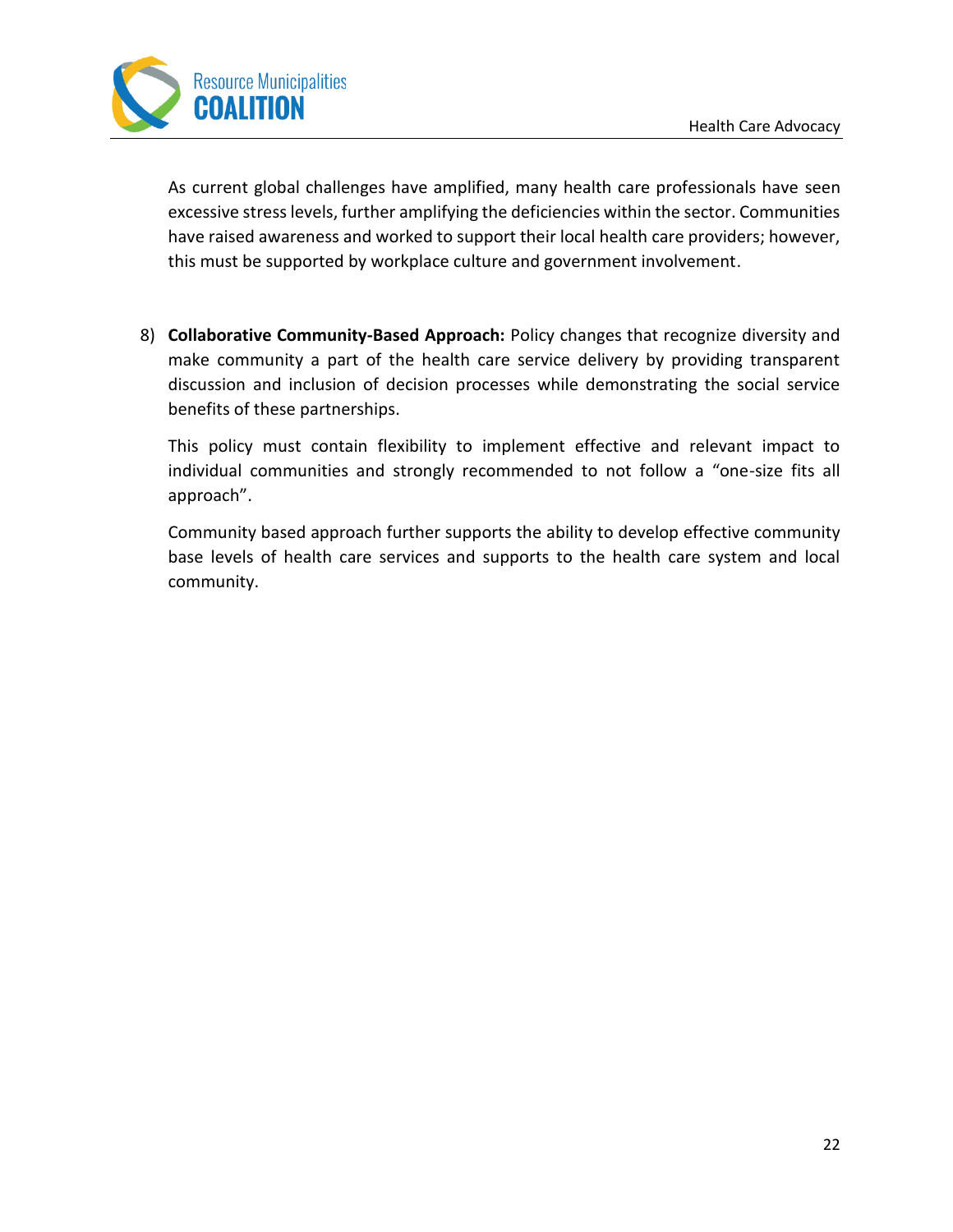As current global challenges have amplified, many health care professionals have seen excessive stress levels, further amplifying the deficiencies within the sector. Communities have raised awareness and worked to support their local health care providers; however, this must be supported by workplace culture and government involvement.

8) **Collaborative Community-Based Approach:** Policy changes that recognize diversity and make community a part of the health care service delivery by providing transparent discussion and inclusion of decision processes while demonstrating the social service benefits of these partnerships.

   This policy must contain flexibility to implement effective and relevant impact to individual communities and strongly recommended to not follow a "one-size fits all approach".

   Community based approach further supports the ability to develop effective community base levels of health care services and supports to the health care system and local community.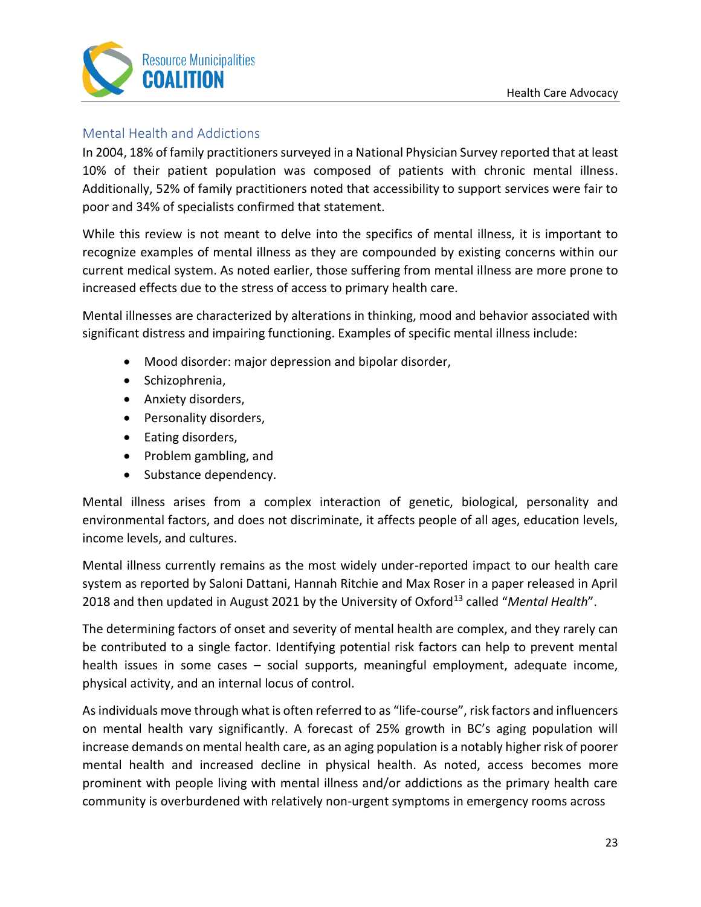## Mental Health and Addictions

In 2004, 18% of family practitioners surveyed in a National Physician Survey reported that at least 10% of their patient population was composed of patients with chronic mental illness. Additionally, 52% of family practitioners noted that accessibility to support services were fair to poor and 34% of specialists confirmed that statement.

While this review is not meant to delve into the specifics of mental illness, it is important to recognize examples of mental illness as they are compounded by existing concerns within our current medical system. As noted earlier, those suffering from mental illness are more prone to increased effects due to the stress of access to primary health care.

Mental illnesses are characterized by alterations in thinking, mood and behavior associated with significant distress and impairing functioning. Examples of specific mental illness include:

- Mood disorder: major depression and bipolar disorder,
- Schizophrenia,
- Anxiety disorders,
- Personality disorders,
- Eating disorders,
- Problem gambling, and
- Substance dependency.

Mental illness arises from a complex interaction of genetic, biological, personality and environmental factors, and does not discriminate, it affects people of all ages, education levels, income levels, and cultures.

Mental illness currently remains as the most widely under-reported impact to our health care system as reported by Saloni Dattani, Hannah Ritchie and Max Roser in a paper released in April 2018 and then updated in August 2021 by the University of Oxford[13] called "*Mental Health*".

The determining factors of onset and severity of mental health are complex, and they rarely can be contributed to a single factor. Identifying potential risk factors can help to prevent mental health issues in some cases – social supports, meaningful employment, adequate income, physical activity, and an internal locus of control.

As individuals move through what is often referred to as "life-course", risk factors and influencers on mental health vary significantly. A forecast of 25% growth in BC's aging population will increase demands on mental health care, as an aging population is a notably higher risk of poorer mental health and increased decline in physical health. As noted, access becomes more prominent with people living with mental illness and/or addictions as the primary health care community is overburdened with relatively non-urgent symptoms in emergency rooms across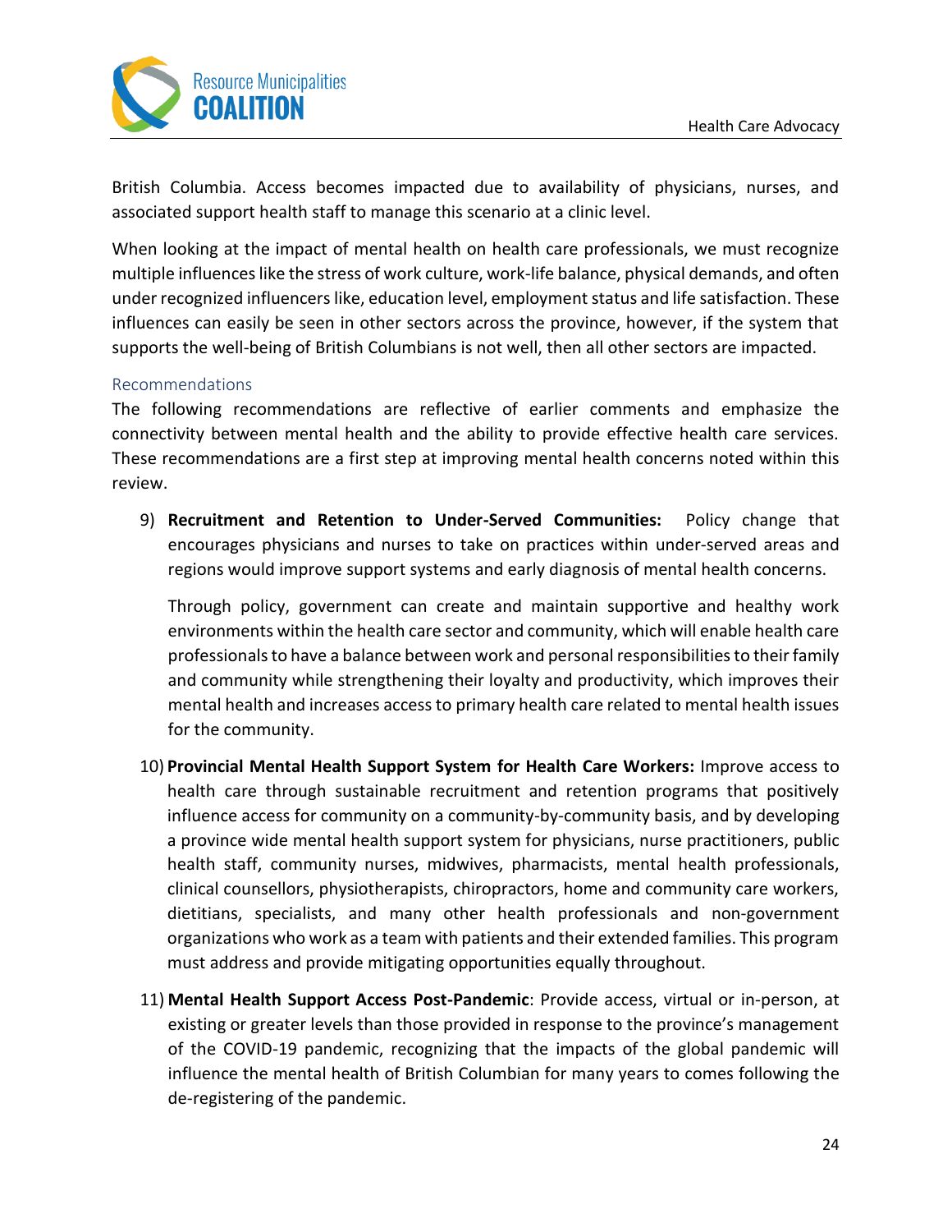British Columbia. Access becomes impacted due to availability of physicians, nurses, and associated support health staff to manage this scenario at a clinic level.

When looking at the impact of mental health on health care professionals, we must recognize multiple influences like the stress of work culture, work-life balance, physical demands, and often under recognized influencers like, education level, employment status and life satisfaction. These influences can easily be seen in other sectors across the province, however, if the system that supports the well-being of British Columbians is not well, then all other sectors are impacted.

### Recommendations

The following recommendations are reflective of earlier comments and emphasize the connectivity between mental health and the ability to provide effective health care services. These recommendations are a first step at improving mental health concerns noted within this review.

9) **Recruitment and Retention to Under-Served Communities:** Policy change that encourages physicians and nurses to take on practices within under-served areas and regions would improve support systems and early diagnosis of mental health concerns.

   Through policy, government can create and maintain supportive and healthy work environments within the health care sector and community, which will enable health care professionals to have a balance between work and personal responsibilities to their family and community while strengthening their loyalty and productivity, which improves their mental health and increases access to primary health care related to mental health issues for the community.

10) **Provincial Mental Health Support System for Health Care Workers:** Improve access to health care through sustainable recruitment and retention programs that positively influence access for community on a community-by-community basis, and by developing a province wide mental health support system for physicians, nurse practitioners, public health staff, community nurses, midwives, pharmacists, mental health professionals, clinical counsellors, physiotherapists, chiropractors, home and community care workers, dietitians, specialists, and many other health professionals and non-government organizations who work as a team with patients and their extended families. This program must address and provide mitigating opportunities equally throughout.

11) **Mental Health Support Access Post-Pandemic**: Provide access, virtual or in-person, at existing or greater levels than those provided in response to the province's management of the COVID-19 pandemic, recognizing that the impacts of the global pandemic will influence the mental health of British Columbian for many years to comes following the de-registering of the pandemic.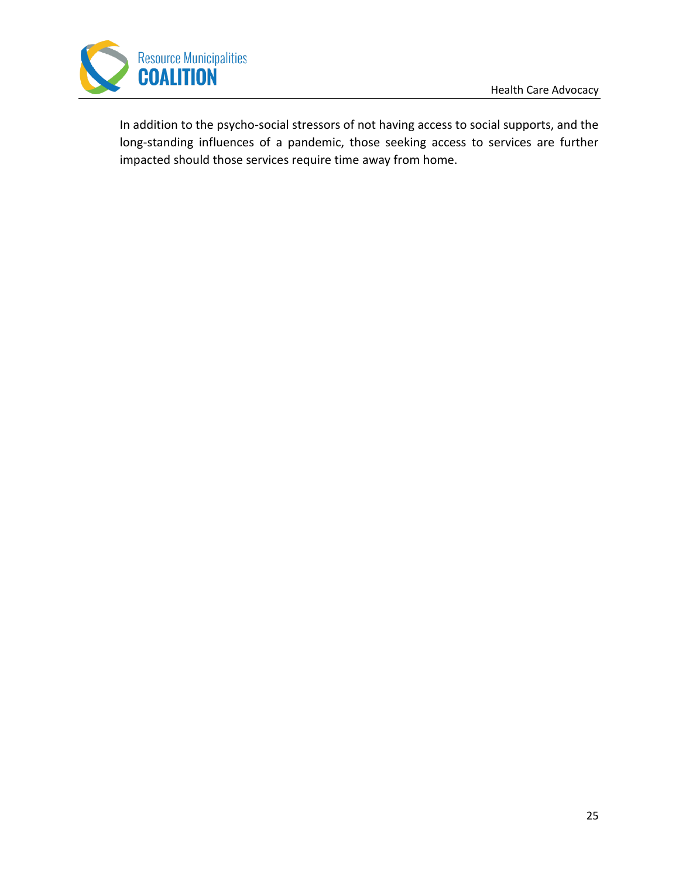In addition to the psycho-social stressors of not having access to social supports, and the long-standing influences of a pandemic, those seeking access to services are further impacted should those services require time away from home.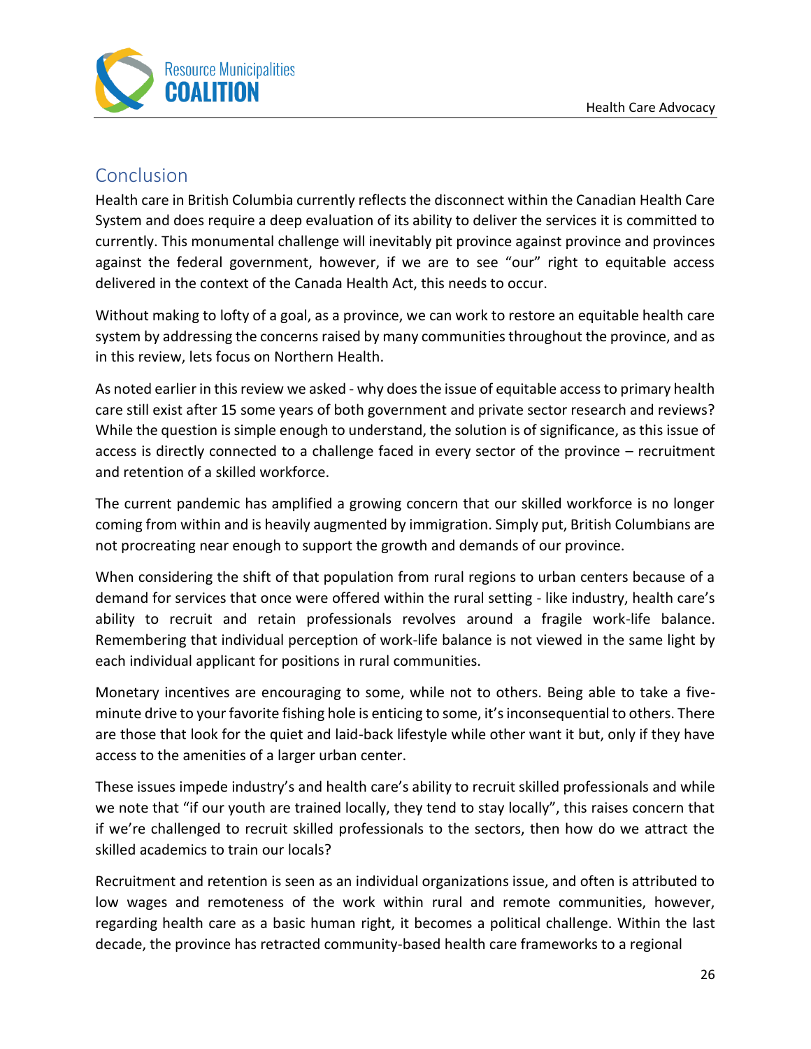## Conclusion

Health care in British Columbia currently reflects the disconnect within the Canadian Health Care System and does require a deep evaluation of its ability to deliver the services it is committed to currently. This monumental challenge will inevitably pit province against province and provinces against the federal government, however, if we are to see "our" right to equitable access delivered in the context of the Canada Health Act, this needs to occur.

Without making to lofty of a goal, as a province, we can work to restore an equitable health care system by addressing the concerns raised by many communities throughout the province, and as in this review, lets focus on Northern Health.

As noted earlier in this review we asked - why does the issue of equitable access to primary health care still exist after 15 some years of both government and private sector research and reviews? While the question is simple enough to understand, the solution is of significance, as this issue of access is directly connected to a challenge faced in every sector of the province – recruitment and retention of a skilled workforce.

The current pandemic has amplified a growing concern that our skilled workforce is no longer coming from within and is heavily augmented by immigration. Simply put, British Columbians are not procreating near enough to support the growth and demands of our province.

When considering the shift of that population from rural regions to urban centers because of a demand for services that once were offered within the rural setting - like industry, health care's ability to recruit and retain professionals revolves around a fragile work-life balance. Remembering that individual perception of work-life balance is not viewed in the same light by each individual applicant for positions in rural communities.

Monetary incentives are encouraging to some, while not to others. Being able to take a five-minute drive to your favorite fishing hole is enticing to some, it's inconsequential to others. There are those that look for the quiet and laid-back lifestyle while other want it but, only if they have access to the amenities of a larger urban center.

These issues impede industry's and health care's ability to recruit skilled professionals and while we note that "if our youth are trained locally, they tend to stay locally", this raises concern that if we're challenged to recruit skilled professionals to the sectors, then how do we attract the skilled academics to train our locals?

Recruitment and retention is seen as an individual organizations issue, and often is attributed to low wages and remoteness of the work within rural and remote communities, however, regarding health care as a basic human right, it becomes a political challenge. Within the last decade, the province has retracted community-based health care frameworks to a regional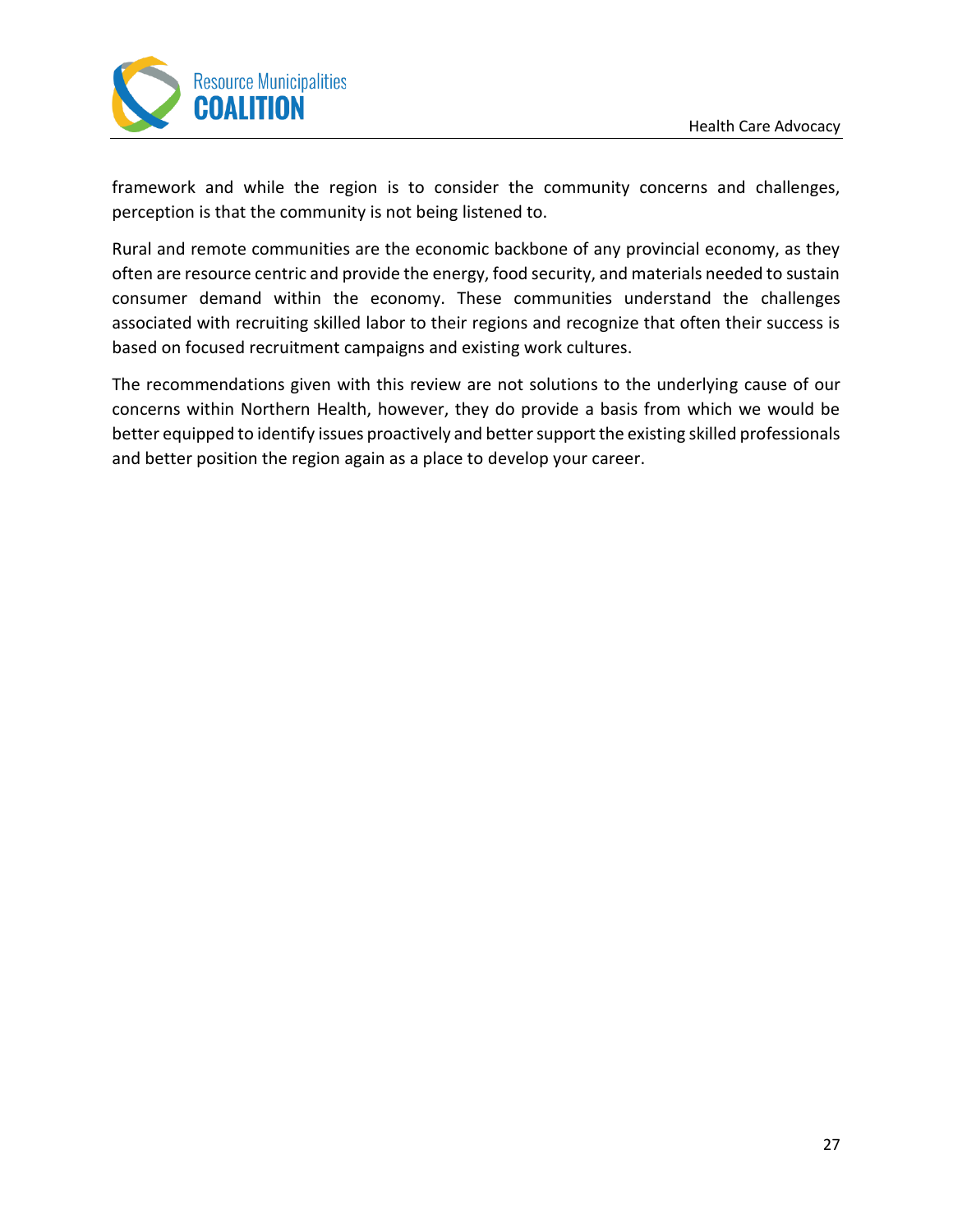framework and while the region is to consider the community concerns and challenges, perception is that the community is not being listened to.

Rural and remote communities are the economic backbone of any provincial economy, as they often are resource centric and provide the energy, food security, and materials needed to sustain consumer demand within the economy. These communities understand the challenges associated with recruiting skilled labor to their regions and recognize that often their success is based on focused recruitment campaigns and existing work cultures.

The recommendations given with this review are not solutions to the underlying cause of our concerns within Northern Health, however, they do provide a basis from which we would be better equipped to identify issues proactively and better support the existing skilled professionals and better position the region again as a place to develop your career.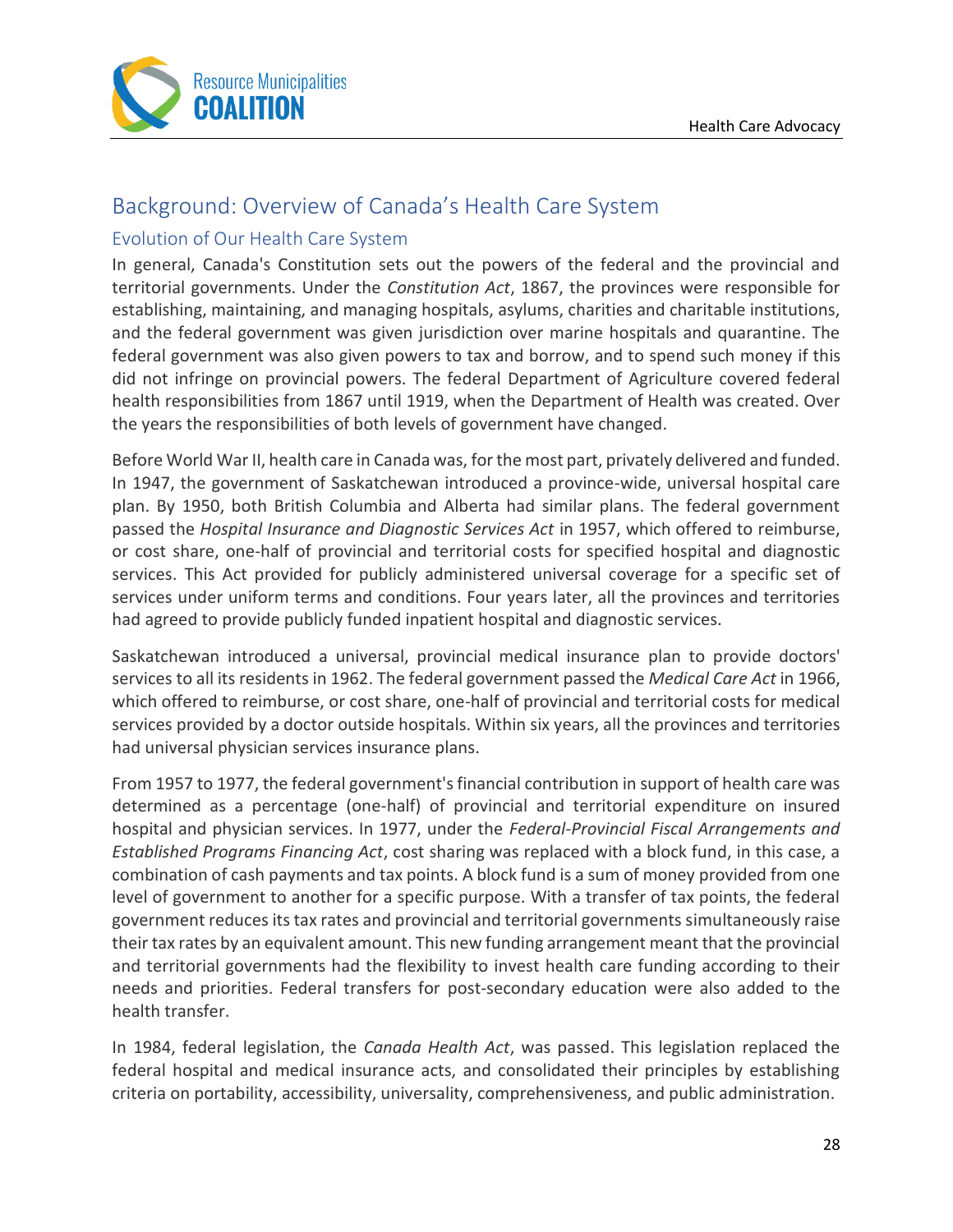## Background: Overview of Canada's Health Care System

### Evolution of Our Health Care System

In general, Canada's Constitution sets out the powers of the federal and the provincial and territorial governments. Under the *Constitution Act*, 1867, the provinces were responsible for establishing, maintaining, and managing hospitals, asylums, charities and charitable institutions, and the federal government was given jurisdiction over marine hospitals and quarantine. The federal government was also given powers to tax and borrow, and to spend such money if this did not infringe on provincial powers. The federal Department of Agriculture covered federal health responsibilities from 1867 until 1919, when the Department of Health was created. Over the years the responsibilities of both levels of government have changed.

Before World War II, health care in Canada was, for the most part, privately delivered and funded. In 1947, the government of Saskatchewan introduced a province-wide, universal hospital care plan. By 1950, both British Columbia and Alberta had similar plans. The federal government passed the *Hospital Insurance and Diagnostic Services Act* in 1957, which offered to reimburse, or cost share, one-half of provincial and territorial costs for specified hospital and diagnostic services. This Act provided for publicly administered universal coverage for a specific set of services under uniform terms and conditions. Four years later, all the provinces and territories had agreed to provide publicly funded inpatient hospital and diagnostic services.

Saskatchewan introduced a universal, provincial medical insurance plan to provide doctors' services to all its residents in 1962. The federal government passed the *Medical Care Act* in 1966, which offered to reimburse, or cost share, one-half of provincial and territorial costs for medical services provided by a doctor outside hospitals. Within six years, all the provinces and territories had universal physician services insurance plans.

From 1957 to 1977, the federal government's financial contribution in support of health care was determined as a percentage (one-half) of provincial and territorial expenditure on insured hospital and physician services. In 1977, under the *Federal-Provincial Fiscal Arrangements and Established Programs Financing Act*, cost sharing was replaced with a block fund, in this case, a combination of cash payments and tax points. A block fund is a sum of money provided from one level of government to another for a specific purpose. With a transfer of tax points, the federal government reduces its tax rates and provincial and territorial governments simultaneously raise their tax rates by an equivalent amount. This new funding arrangement meant that the provincial and territorial governments had the flexibility to invest health care funding according to their needs and priorities. Federal transfers for post-secondary education were also added to the health transfer.

In 1984, federal legislation, the *Canada Health Act*, was passed. This legislation replaced the federal hospital and medical insurance acts, and consolidated their principles by establishing criteria on portability, accessibility, universality, comprehensiveness, and public administration.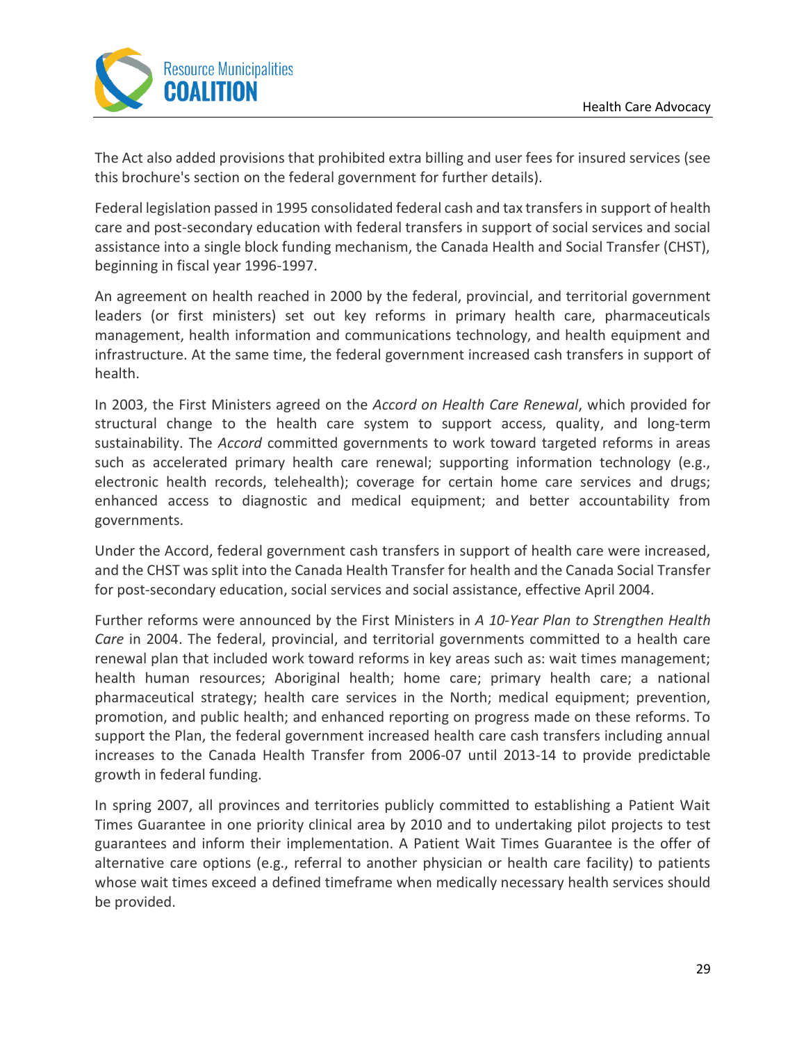The Act also added provisions that prohibited extra billing and user fees for insured services (see this brochure's section on the federal government for further details).

Federal legislation passed in 1995 consolidated federal cash and tax transfers in support of health care and post-secondary education with federal transfers in support of social services and social assistance into a single block funding mechanism, the Canada Health and Social Transfer (CHST), beginning in fiscal year 1996-1997.

An agreement on health reached in 2000 by the federal, provincial, and territorial government leaders (or first ministers) set out key reforms in primary health care, pharmaceuticals management, health information and communications technology, and health equipment and infrastructure. At the same time, the federal government increased cash transfers in support of health.

In 2003, the First Ministers agreed on the *Accord on Health Care Renewal*, which provided for structural change to the health care system to support access, quality, and long-term sustainability. The *Accord* committed governments to work toward targeted reforms in areas such as accelerated primary health care renewal; supporting information technology (e.g., electronic health records, telehealth); coverage for certain home care services and drugs; enhanced access to diagnostic and medical equipment; and better accountability from governments.

Under the Accord, federal government cash transfers in support of health care were increased, and the CHST was split into the Canada Health Transfer for health and the Canada Social Transfer for post-secondary education, social services and social assistance, effective April 2004.

Further reforms were announced by the First Ministers in *A 10-Year Plan to Strengthen Health Care* in 2004. The federal, provincial, and territorial governments committed to a health care renewal plan that included work toward reforms in key areas such as: wait times management; health human resources; Aboriginal health; home care; primary health care; a national pharmaceutical strategy; health care services in the North; medical equipment; prevention, promotion, and public health; and enhanced reporting on progress made on these reforms. To support the Plan, the federal government increased health care cash transfers including annual increases to the Canada Health Transfer from 2006-07 until 2013-14 to provide predictable growth in federal funding.

In spring 2007, all provinces and territories publicly committed to establishing a Patient Wait Times Guarantee in one priority clinical area by 2010 and to undertaking pilot projects to test guarantees and inform their implementation. A Patient Wait Times Guarantee is the offer of alternative care options (e.g., referral to another physician or health care facility) to patients whose wait times exceed a defined timeframe when medically necessary health services should be provided.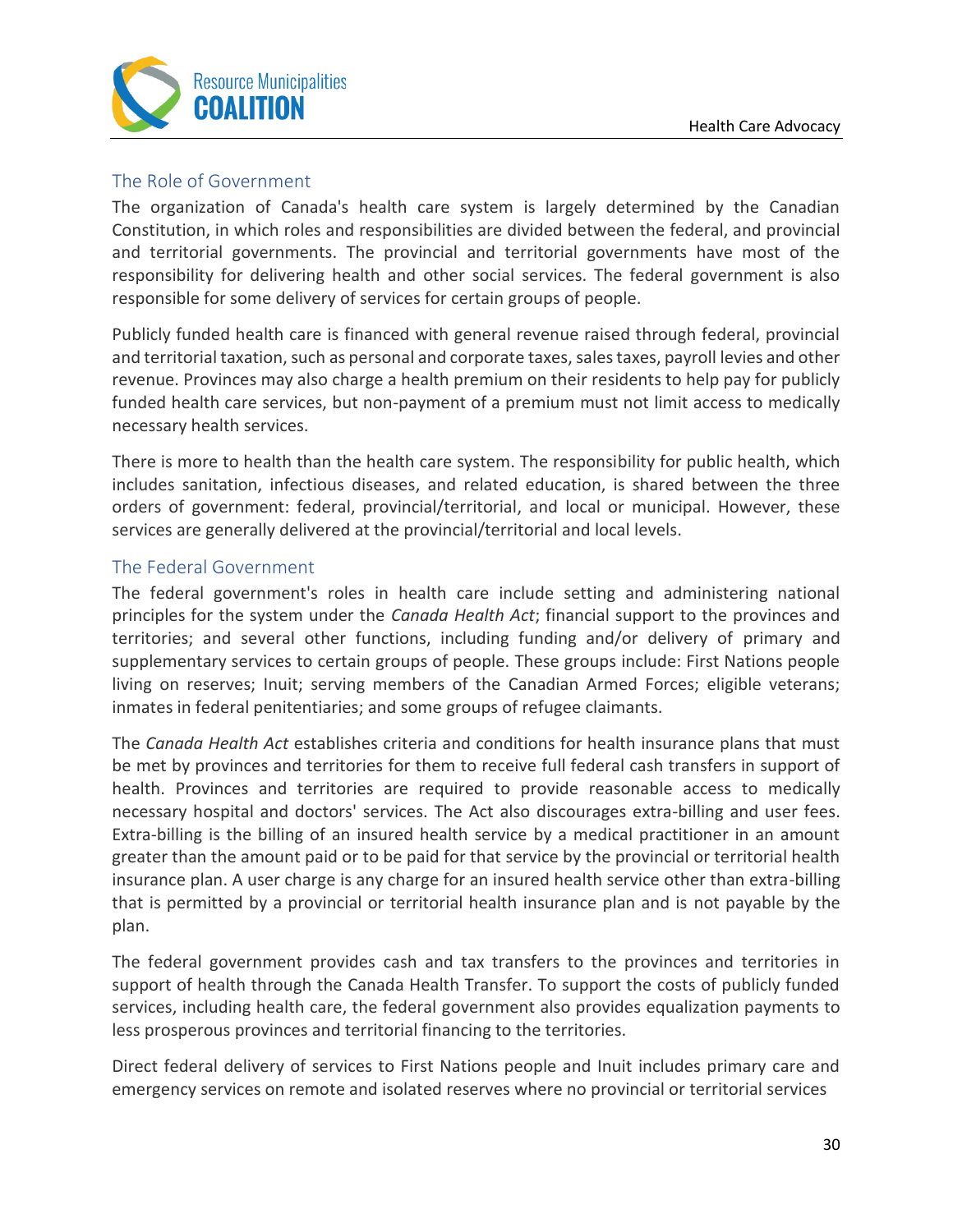## The Role of Government

The organization of Canada's health care system is largely determined by the Canadian Constitution, in which roles and responsibilities are divided between the federal, and provincial and territorial governments. The provincial and territorial governments have most of the responsibility for delivering health and other social services. The federal government is also responsible for some delivery of services for certain groups of people.

Publicly funded health care is financed with general revenue raised through federal, provincial and territorial taxation, such as personal and corporate taxes, sales taxes, payroll levies and other revenue. Provinces may also charge a health premium on their residents to help pay for publicly funded health care services, but non-payment of a premium must not limit access to medically necessary health services.

There is more to health than the health care system. The responsibility for public health, which includes sanitation, infectious diseases, and related education, is shared between the three orders of government: federal, provincial/territorial, and local or municipal. However, these services are generally delivered at the provincial/territorial and local levels.

## The Federal Government

The federal government's roles in health care include setting and administering national principles for the system under the *Canada Health Act*; financial support to the provinces and territories; and several other functions, including funding and/or delivery of primary and supplementary services to certain groups of people. These groups include: First Nations people living on reserves; Inuit; serving members of the Canadian Armed Forces; eligible veterans; inmates in federal penitentiaries; and some groups of refugee claimants.

The *Canada Health Act* establishes criteria and conditions for health insurance plans that must be met by provinces and territories for them to receive full federal cash transfers in support of health. Provinces and territories are required to provide reasonable access to medically necessary hospital and doctors' services. The Act also discourages extra-billing and user fees. Extra-billing is the billing of an insured health service by a medical practitioner in an amount greater than the amount paid or to be paid for that service by the provincial or territorial health insurance plan. A user charge is any charge for an insured health service other than extra-billing that is permitted by a provincial or territorial health insurance plan and is not payable by the plan.

The federal government provides cash and tax transfers to the provinces and territories in support of health through the Canada Health Transfer. To support the costs of publicly funded services, including health care, the federal government also provides equalization payments to less prosperous provinces and territorial financing to the territories.

Direct federal delivery of services to First Nations people and Inuit includes primary care and emergency services on remote and isolated reserves where no provincial or territorial services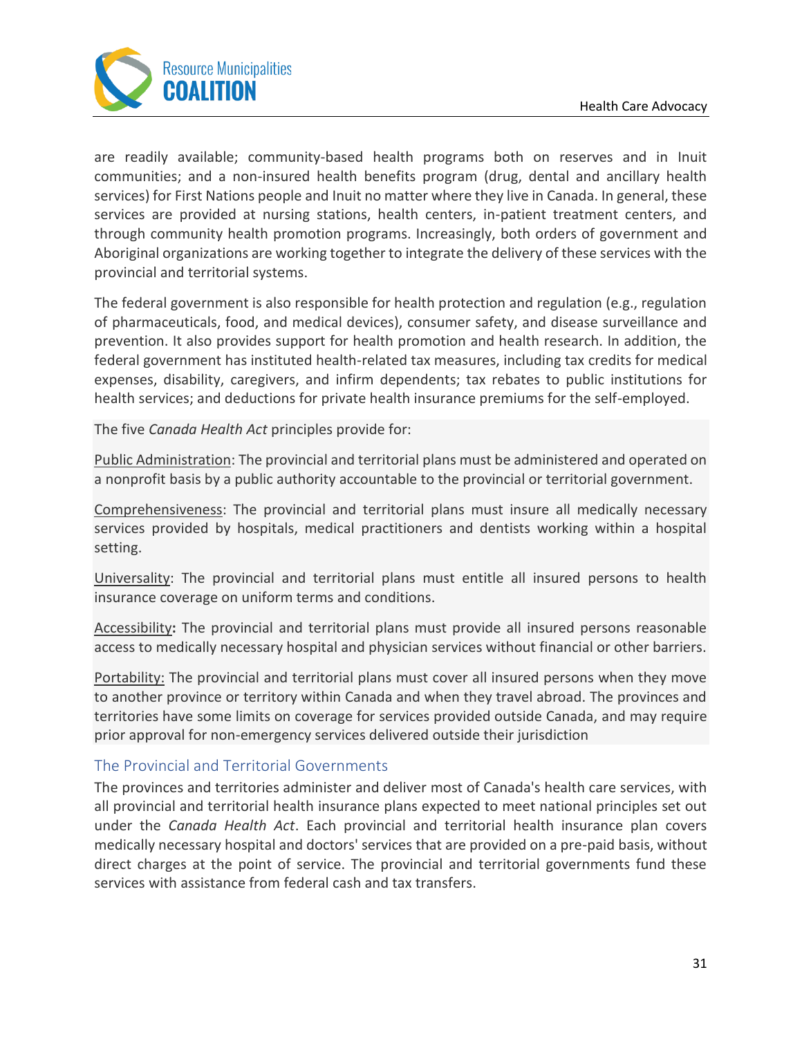are readily available; community-based health programs both on reserves and in Inuit communities; and a non-insured health benefits program (drug, dental and ancillary health services) for First Nations people and Inuit no matter where they live in Canada. In general, these services are provided at nursing stations, health centers, in-patient treatment centers, and through community health promotion programs. Increasingly, both orders of government and Aboriginal organizations are working together to integrate the delivery of these services with the provincial and territorial systems.

The federal government is also responsible for health protection and regulation (e.g., regulation of pharmaceuticals, food, and medical devices), consumer safety, and disease surveillance and prevention. It also provides support for health promotion and health research. In addition, the federal government has instituted health-related tax measures, including tax credits for medical expenses, disability, caregivers, and infirm dependents; tax rebates to public institutions for health services; and deductions for private health insurance premiums for the self-employed.

The five *Canada Health Act* principles provide for:

<u>Public Administration</u>: The provincial and territorial plans must be administered and operated on a nonprofit basis by a public authority accountable to the provincial or territorial government.

<u>Comprehensiveness</u>: The provincial and territorial plans must insure all medically necessary services provided by hospitals, medical practitioners and dentists working within a hospital setting.

<u>Universality</u>: The provincial and territorial plans must entitle all insured persons to health insurance coverage on uniform terms and conditions.

<u>Accessibility</u>**:** The provincial and territorial plans must provide all insured persons reasonable access to medically necessary hospital and physician services without financial or other barriers.

<u>Portability:</u> The provincial and territorial plans must cover all insured persons when they move to another province or territory within Canada and when they travel abroad. The provinces and territories have some limits on coverage for services provided outside Canada, and may require prior approval for non-emergency services delivered outside their jurisdiction

### The Provincial and Territorial Governments

The provinces and territories administer and deliver most of Canada's health care services, with all provincial and territorial health insurance plans expected to meet national principles set out under the *Canada Health Act*. Each provincial and territorial health insurance plan covers medically necessary hospital and doctors' services that are provided on a pre-paid basis, without direct charges at the point of service. The provincial and territorial governments fund these services with assistance from federal cash and tax transfers.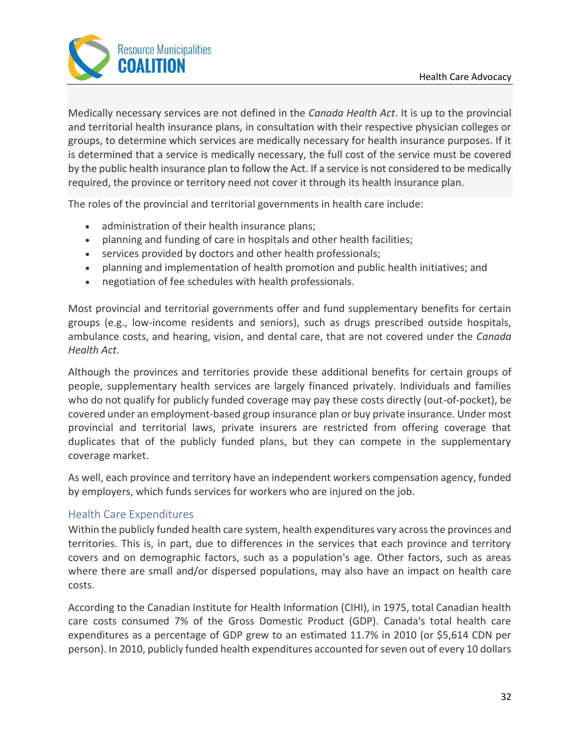Medically necessary services are not defined in the *Canada Health Act*. It is up to the provincial and territorial health insurance plans, in consultation with their respective physician colleges or groups, to determine which services are medically necessary for health insurance purposes. If it is determined that a service is medically necessary, the full cost of the service must be covered by the public health insurance plan to follow the Act. If a service is not considered to be medically required, the province or territory need not cover it through its health insurance plan.

The roles of the provincial and territorial governments in health care include:

- administration of their health insurance plans;
- planning and funding of care in hospitals and other health facilities;
- services provided by doctors and other health professionals;
- planning and implementation of health promotion and public health initiatives; and
- negotiation of fee schedules with health professionals.

Most provincial and territorial governments offer and fund supplementary benefits for certain groups (e.g., low-income residents and seniors), such as drugs prescribed outside hospitals, ambulance costs, and hearing, vision, and dental care, that are not covered under the *Canada Health Act*.

Although the provinces and territories provide these additional benefits for certain groups of people, supplementary health services are largely financed privately. Individuals and families who do not qualify for publicly funded coverage may pay these costs directly (out-of-pocket), be covered under an employment-based group insurance plan or buy private insurance. Under most provincial and territorial laws, private insurers are restricted from offering coverage that duplicates that of the publicly funded plans, but they can compete in the supplementary coverage market.

As well, each province and territory have an independent workers compensation agency, funded by employers, which funds services for workers who are injured on the job.

## Health Care Expenditures

Within the publicly funded health care system, health expenditures vary across the provinces and territories. This is, in part, due to differences in the services that each province and territory covers and on demographic factors, such as a population's age. Other factors, such as areas where there are small and/or dispersed populations, may also have an impact on health care costs.

According to the Canadian Institute for Health Information (CIHI), in 1975, total Canadian health care costs consumed 7% of the Gross Domestic Product (GDP). Canada's total health care expenditures as a percentage of GDP grew to an estimated 11.7% in 2010 (or $5,614 CDN per person). In 2010, publicly funded health expenditures accounted for seven out of every 10 dollars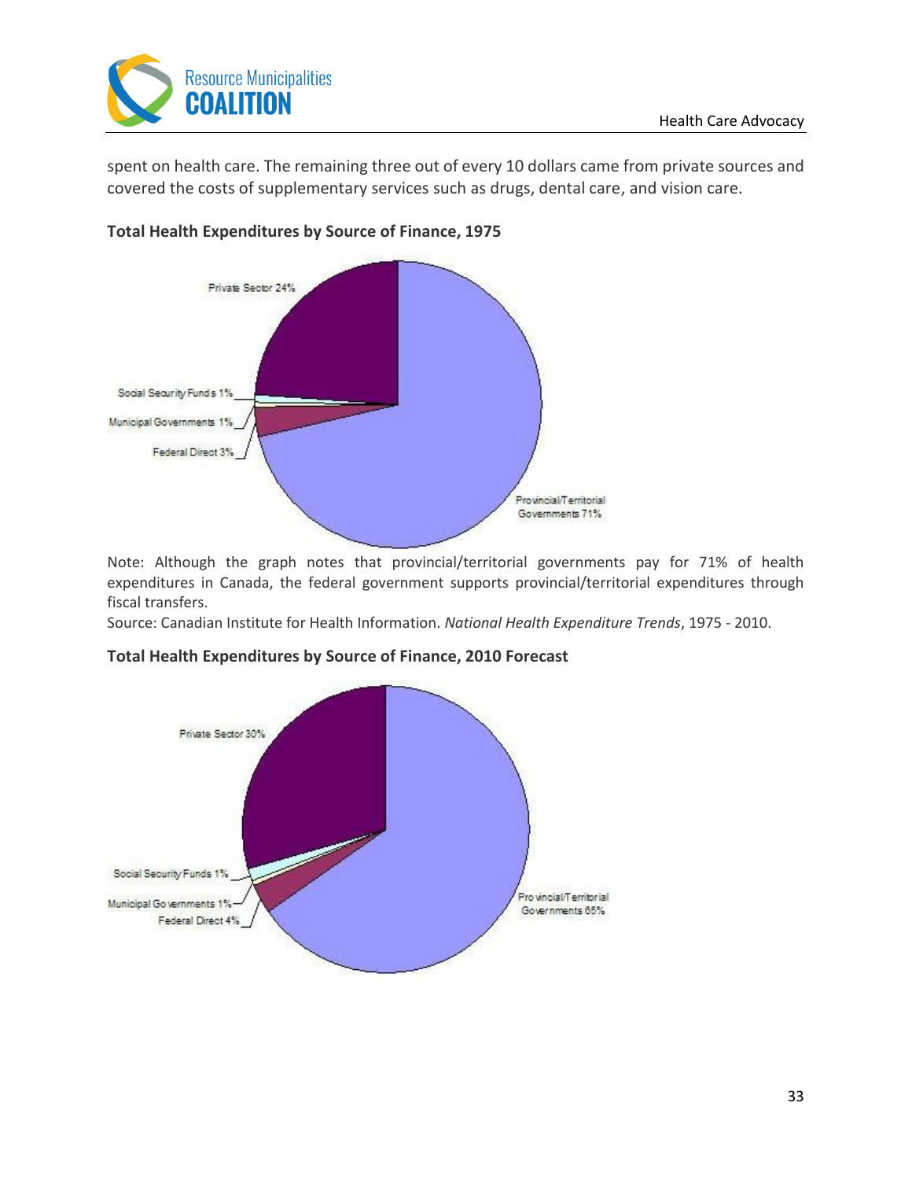spent on health care. The remaining three out of every 10 dollars came from private sources and covered the costs of supplementary services such as drugs, dental care, and vision care.

**Total Health Expenditures by Source of Finance, 1975**

Private Sector 24%

Social Security Funds 1%

Municipal Governments 1%

Federal Direct 3%

Provincial/Territorial Governments 71%

Note: Although the graph notes that provincial/territorial governments pay for 71% of health expenditures in Canada, the federal government supports provincial/territorial expenditures through fiscal transfers.

Source: Canadian Institute for Health Information. *National Health Expenditure Trends*, 1975 - 2010.

**Total Health Expenditures by Source of Finance, 2010 Forecast**

Private Sector 30%

Social Security Funds 1%

Municipal Governments 1%

Federal Direct 4%

Provincial/Territorial Governments 65%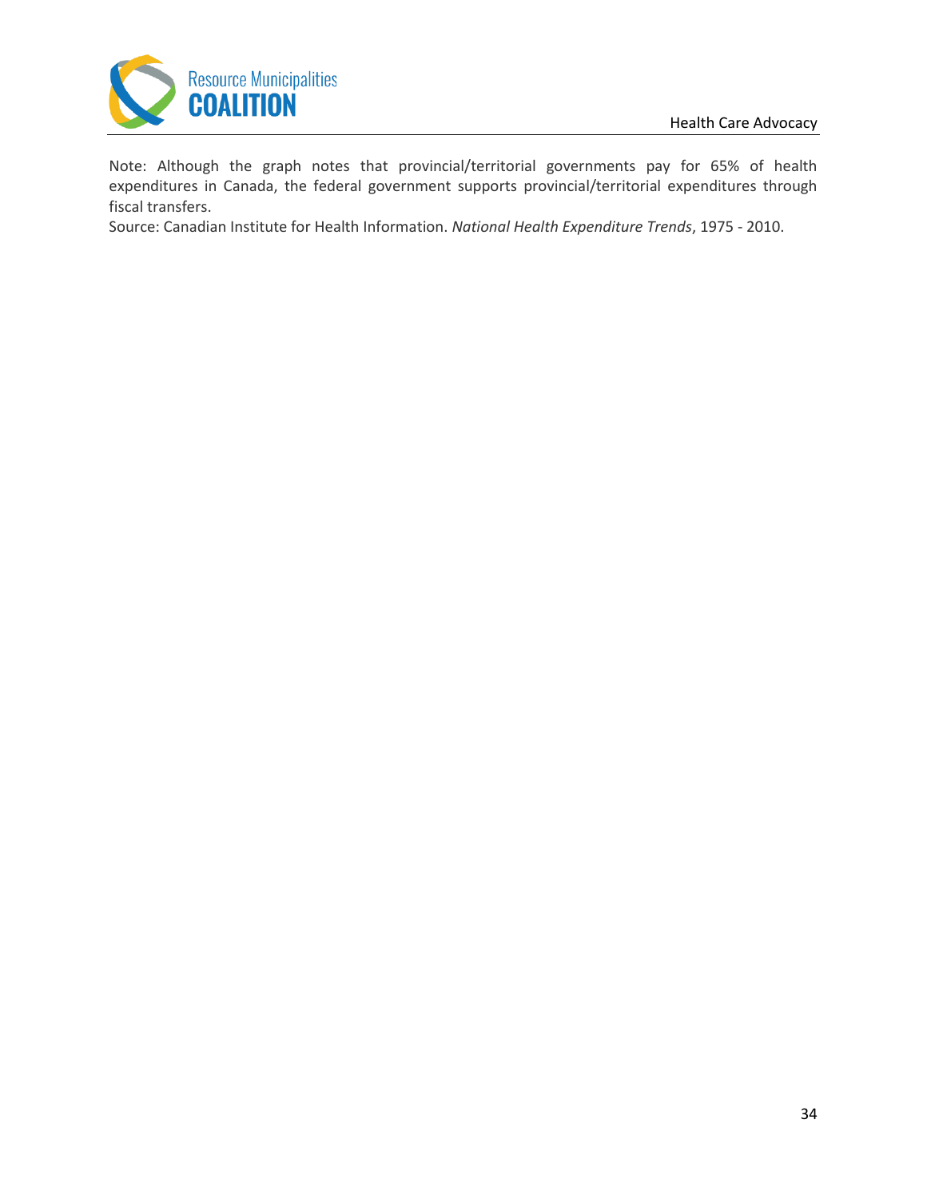Note: Although the graph notes that provincial/territorial governments pay for 65% of health expenditures in Canada, the federal government supports provincial/territorial expenditures through fiscal transfers.

Source: Canadian Institute for Health Information. *National Health Expenditure Trends*, 1975 - 2010.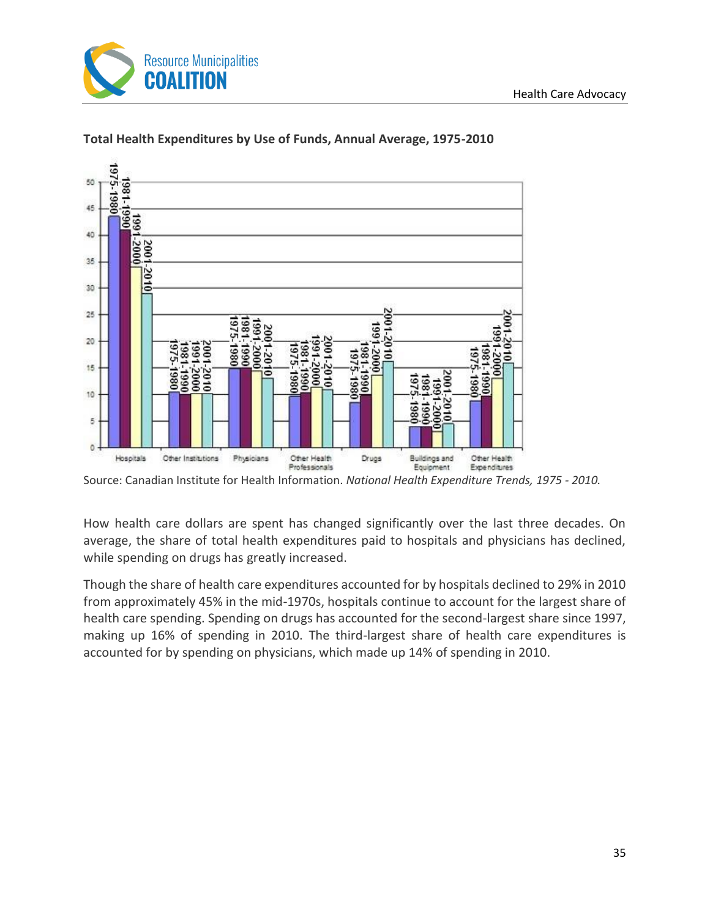**Total Health Expenditures by Use of Funds, Annual Average, 1975-2010**

Source: Canadian Institute for Health Information. *National Health Expenditure Trends, 1975 - 2010.*

How health care dollars are spent has changed significantly over the last three decades. On average, the share of total health expenditures paid to hospitals and physicians has declined, while spending on drugs has greatly increased.

Though the share of health care expenditures accounted for by hospitals declined to 29% in 2010 from approximately 45% in the mid-1970s, hospitals continue to account for the largest share of health care spending. Spending on drugs has accounted for the second-largest share since 1997, making up 16% of spending in 2010. The third-largest share of health care expenditures is accounted for by spending on physicians, which made up 14% of spending in 2010.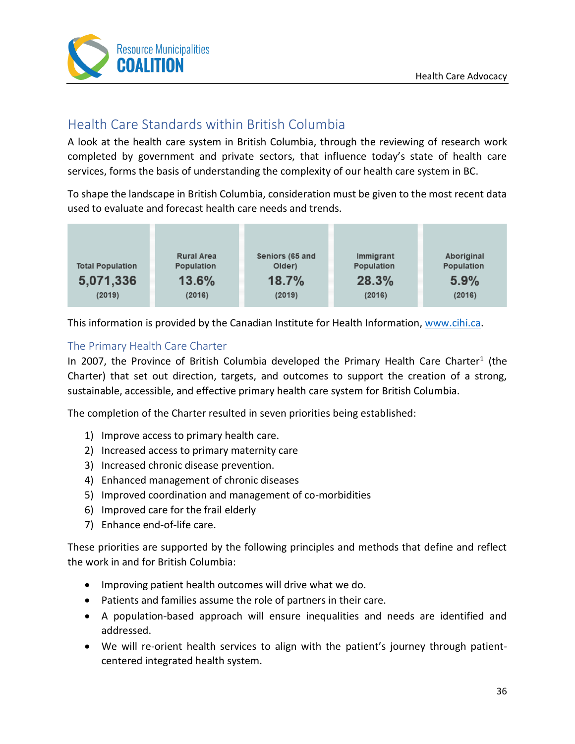## Health Care Standards within British Columbia

A look at the health care system in British Columbia, through the reviewing of research work completed by government and private sectors, that influence today's state of health care services, forms the basis of understanding the complexity of our health care system in BC.

To shape the landscape in British Columbia, consideration must be given to the most recent data used to evaluate and forecast health care needs and trends.

| Total Population | Rural Area Population | Seniors (65 and Older) | Immigrant Population | Aboriginal Population |
|---|---|---|---|---|
| 5,071,336 | 13.6% | 18.7% | 28.3% | 5.9% |
| (2019) | (2016) | (2019) | (2016) | (2016) |

This information is provided by the Canadian Institute for Health Information, www.cihi.ca.

### The Primary Health Care Charter

In 2007, the Province of British Columbia developed the Primary Health Care Charter[1] (the Charter) that set out direction, targets, and outcomes to support the creation of a strong, sustainable, accessible, and effective primary health care system for British Columbia.

The completion of the Charter resulted in seven priorities being established:

1) Improve access to primary health care.
2) Increased access to primary maternity care
3) Increased chronic disease prevention.
4) Enhanced management of chronic diseases
5) Improved coordination and management of co-morbidities
6) Improved care for the frail elderly
7) Enhance end-of-life care.

These priorities are supported by the following principles and methods that define and reflect the work in and for British Columbia:

- Improving patient health outcomes will drive what we do.
- Patients and families assume the role of partners in their care.
- A population-based approach will ensure inequalities and needs are identified and addressed.
- We will re-orient health services to align with the patient's journey through patient-centered integrated health system.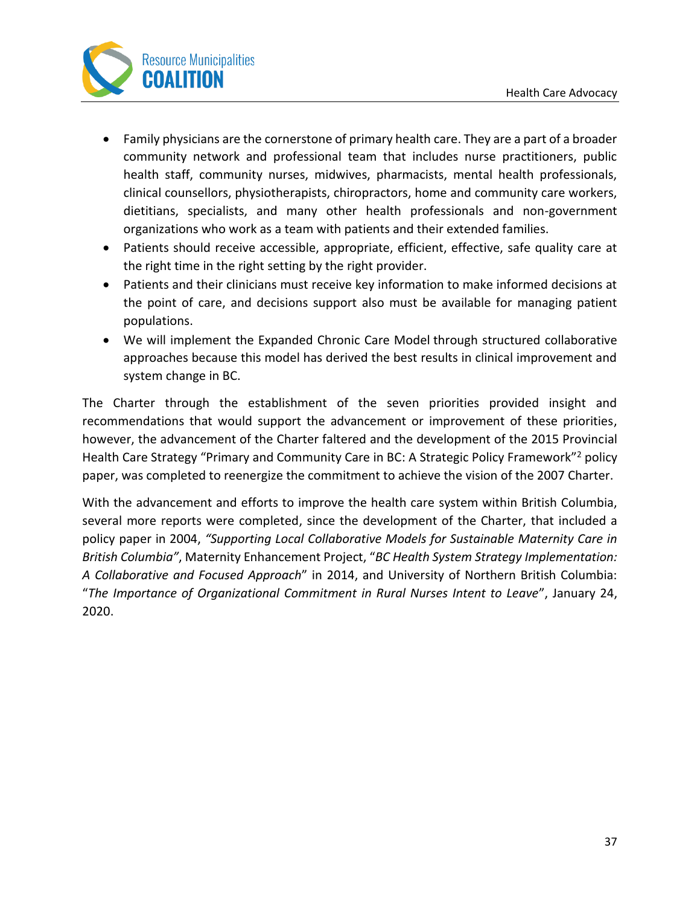- Family physicians are the cornerstone of primary health care. They are a part of a broader community network and professional team that includes nurse practitioners, public health staff, community nurses, midwives, pharmacists, mental health professionals, clinical counsellors, physiotherapists, chiropractors, home and community care workers, dietitians, specialists, and many other health professionals and non-government organizations who work as a team with patients and their extended families.
- Patients should receive accessible, appropriate, efficient, effective, safe quality care at the right time in the right setting by the right provider.
- Patients and their clinicians must receive key information to make informed decisions at the point of care, and decisions support also must be available for managing patient populations.
- We will implement the Expanded Chronic Care Model through structured collaborative approaches because this model has derived the best results in clinical improvement and system change in BC.

The Charter through the establishment of the seven priorities provided insight and recommendations that would support the advancement or improvement of these priorities, however, the advancement of the Charter faltered and the development of the 2015 Provincial Health Care Strategy "Primary and Community Care in BC: A Strategic Policy Framework"[2] policy paper, was completed to reenergize the commitment to achieve the vision of the 2007 Charter.

With the advancement and efforts to improve the health care system within British Columbia, several more reports were completed, since the development of the Charter, that included a policy paper in 2004, *"Supporting Local Collaborative Models for Sustainable Maternity Care in British Columbia"*, Maternity Enhancement Project, "*BC Health System Strategy Implementation: A Collaborative and Focused Approach*" in 2014, and University of Northern British Columbia: "*The Importance of Organizational Commitment in Rural Nurses Intent to Leave*", January 24, 2020.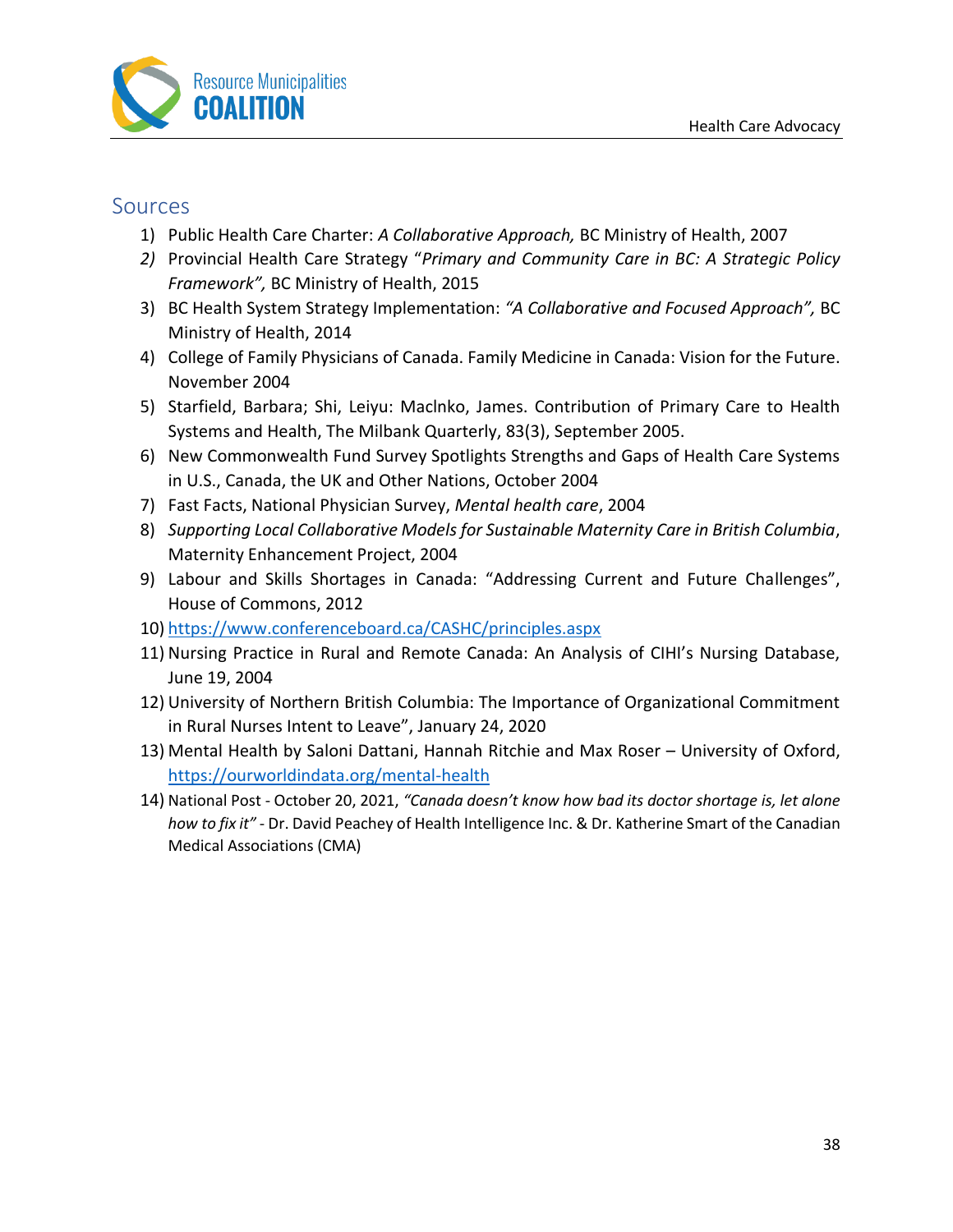## Sources

1) Public Health Care Charter: *A Collaborative Approach,* BC Ministry of Health, 2007
2) Provincial Health Care Strategy "*Primary and Community Care in BC: A Strategic Policy Framework",* BC Ministry of Health, 2015
3) BC Health System Strategy Implementation: *"A Collaborative and Focused Approach",* BC Ministry of Health, 2014
4) College of Family Physicians of Canada. Family Medicine in Canada: Vision for the Future. November 2004
5) Starfield, Barbara; Shi, Leiyu: Maclnko, James. Contribution of Primary Care to Health Systems and Health, The Milbank Quarterly, 83(3), September 2005.
6) New Commonwealth Fund Survey Spotlights Strengths and Gaps of Health Care Systems in U.S., Canada, the UK and Other Nations, October 2004
7) Fast Facts, National Physician Survey, *Mental health care*, 2004
8) *Supporting Local Collaborative Models for Sustainable Maternity Care in British Columbia*, Maternity Enhancement Project, 2004
9) Labour and Skills Shortages in Canada: "Addressing Current and Future Challenges", House of Commons, 2012
10) https://www.conferenceboard.ca/CASHC/principles.aspx
11) Nursing Practice in Rural and Remote Canada: An Analysis of CIHI's Nursing Database, June 19, 2004
12) University of Northern British Columbia: The Importance of Organizational Commitment in Rural Nurses Intent to Leave", January 24, 2020
13) Mental Health by Saloni Dattani, Hannah Ritchie and Max Roser – University of Oxford, https://ourworldindata.org/mental-health
14) National Post - October 20, 2021, *"Canada doesn't know how bad its doctor shortage is, let alone how to fix it"* - Dr. David Peachey of Health Intelligence Inc. & Dr. Katherine Smart of the Canadian Medical Associations (CMA)